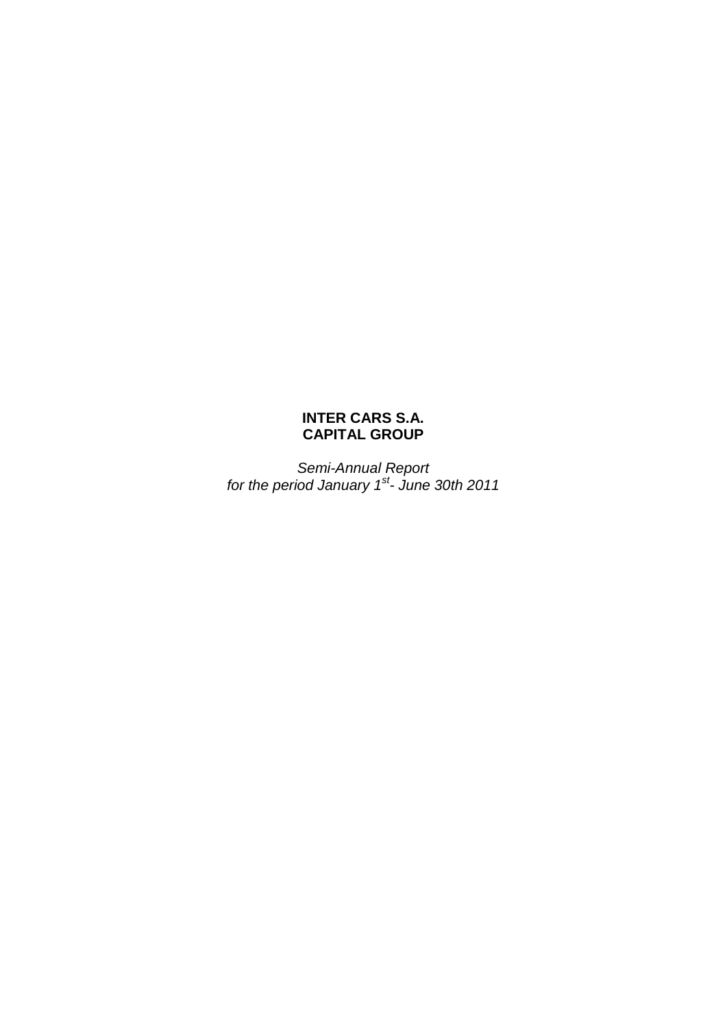**INTER CARS S.A.**
**CAPITAL GROUP**

*Semi-Annual Report*
*for the period January 1st - June 30th 2011*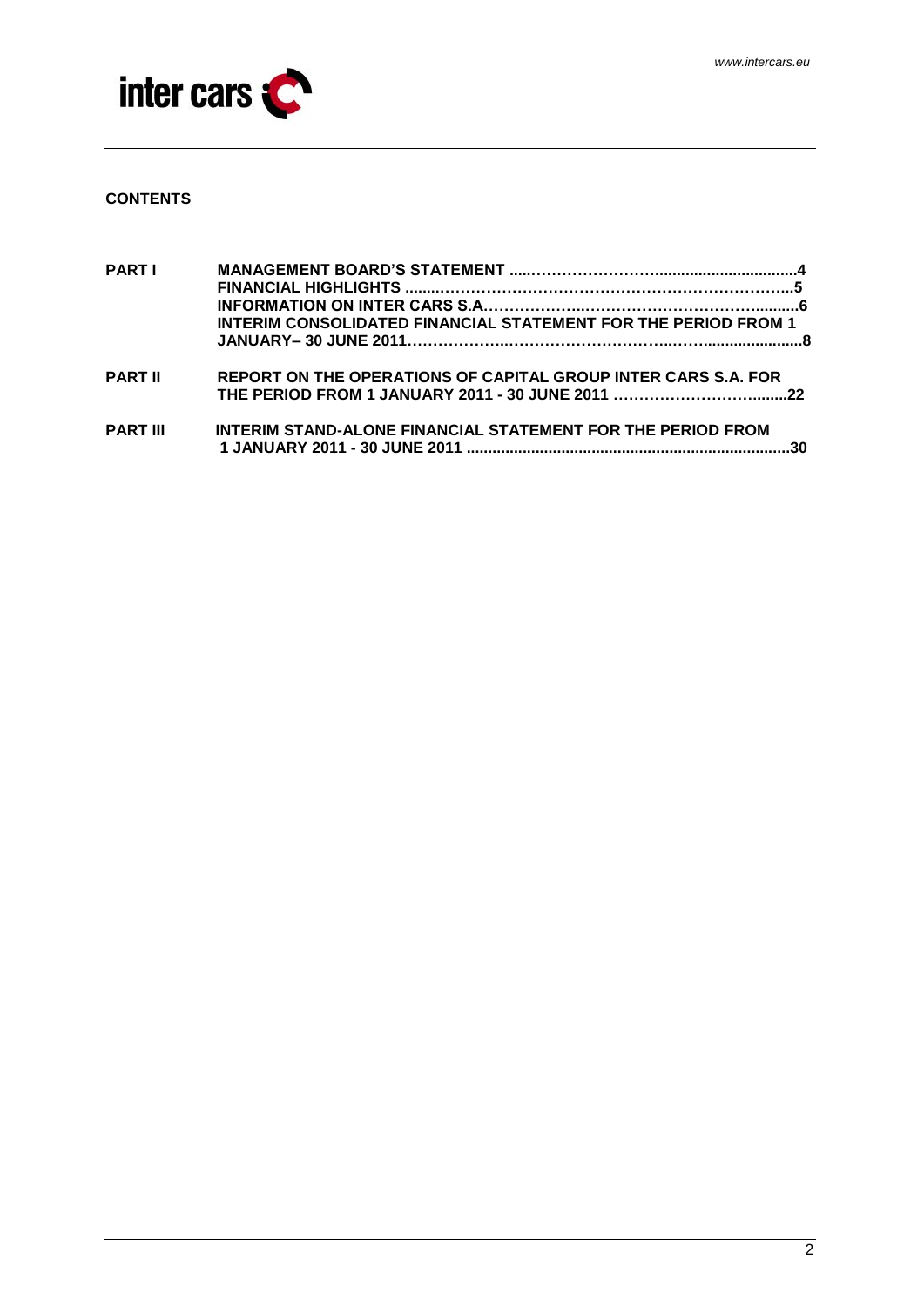**CONTENTS**

| | | |
|---|---|---|
| **PART I** | **MANAGEMENT BOARD'S STATEMENT** | **4** |
| | **FINANCIAL HIGHLIGHTS** | **5** |
| | **INFORMATION ON INTER CARS S.A.** | **6** |
| | **INTERIM CONSOLIDATED FINANCIAL STATEMENT FOR THE PERIOD FROM 1 JANUARY– 30 JUNE 2011** | **8** |
| **PART II** | **REPORT ON THE OPERATIONS OF CAPITAL GROUP INTER CARS S.A. FOR THE PERIOD FROM 1 JANUARY 2011 - 30 JUNE 2011** | **22** |
| **PART III** | **INTERIM STAND-ALONE FINANCIAL STATEMENT FOR THE PERIOD FROM 1 JANUARY 2011 - 30 JUNE 2011** | **30** |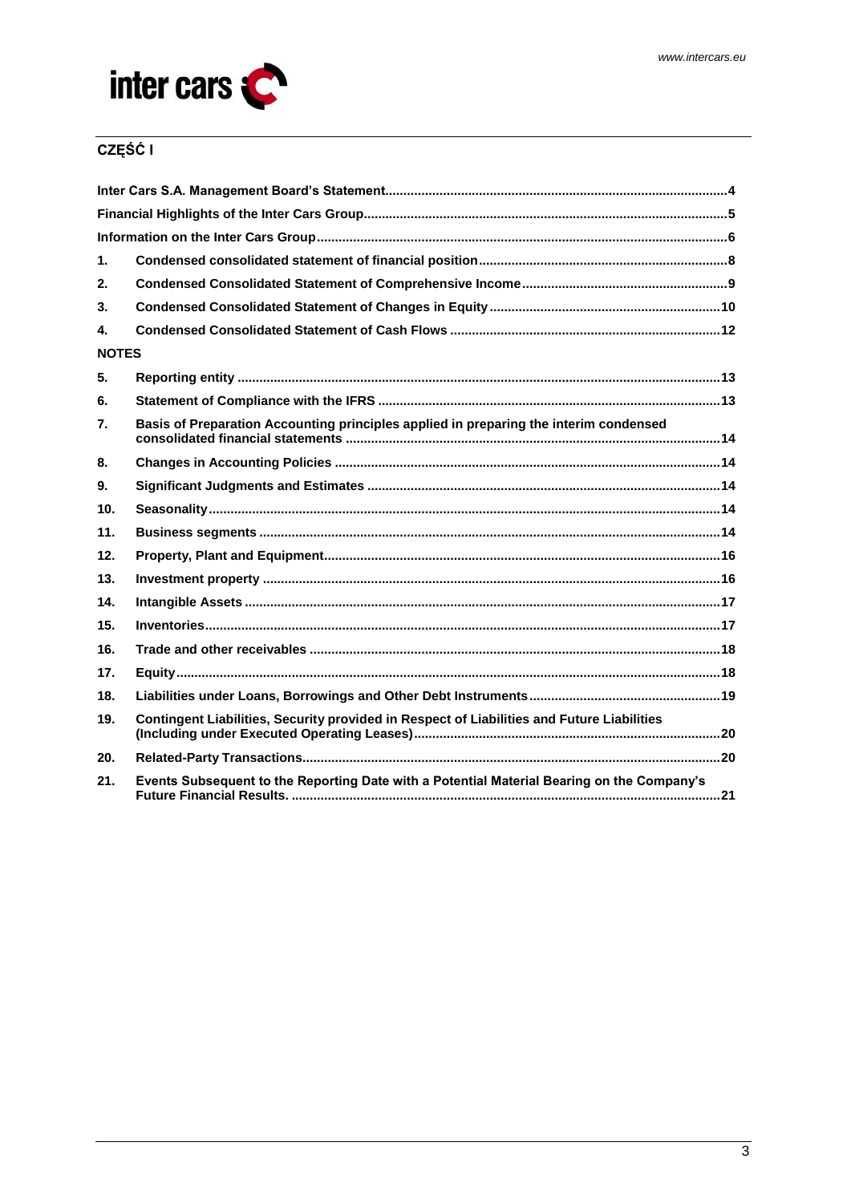## CZĘŚĆ I

| | | |
|---|---|---|
| **Inter Cars S.A. Management Board's Statement** | | **4** |
| **Financial Highlights of the Inter Cars Group** | | **5** |
| **Information on the Inter Cars Group** | | **6** |
| **1.** | **Condensed consolidated statement of financial position** | **8** |
| **2.** | **Condensed Consolidated Statement of Comprehensive Income** | **9** |
| **3.** | **Condensed Consolidated Statement of Changes in Equity** | **10** |
| **4.** | **Condensed Consolidated Statement of Cash Flows** | **12** |
| **NOTES** | | |
| **5.** | **Reporting entity** | **13** |
| **6.** | **Statement of Compliance with the IFRS** | **13** |
| **7.** | **Basis of Preparation Accounting principles applied in preparing the interim condensed consolidated financial statements** | **14** |
| **8.** | **Changes in Accounting Policies** | **14** |
| **9.** | **Significant Judgments and Estimates** | **14** |
| **10.** | **Seasonality** | **14** |
| **11.** | **Business segments** | **14** |
| **12.** | **Property, Plant and Equipment** | **16** |
| **13.** | **Investment property** | **16** |
| **14.** | **Intangible Assets** | **17** |
| **15.** | **Inventories** | **17** |
| **16.** | **Trade and other receivables** | **18** |
| **17.** | **Equity** | **18** |
| **18.** | **Liabilities under Loans, Borrowings and Other Debt Instruments** | **19** |
| **19.** | **Contingent Liabilities, Security provided in Respect of Liabilities and Future Liabilities (Including under Executed Operating Leases)** | **20** |
| **20.** | **Related-Party Transactions** | **20** |
| **21.** | **Events Subsequent to the Reporting Date with a Potential Material Bearing on the Company's Future Financial Results.** | **21** |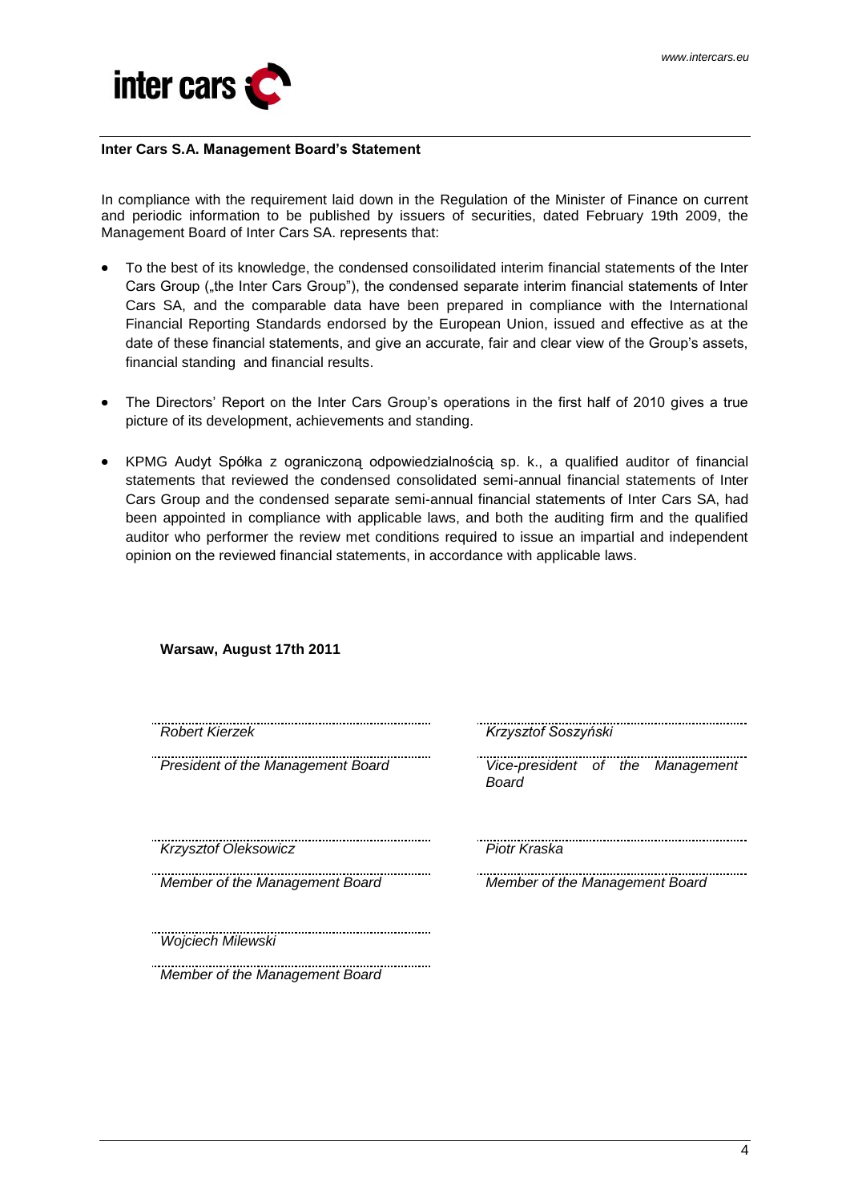**Inter Cars S.A. Management Board's Statement**

In compliance with the requirement laid down in the Regulation of the Minister of Finance on current and periodic information to be published by issuers of securities, dated February 19th 2009, the Management Board of Inter Cars SA. represents that:

- To the best of its knowledge, the condensed consoilidated interim financial statements of the Inter Cars Group („the Inter Cars Group"), the condensed separate interim financial statements of Inter Cars SA, and the comparable data have been prepared in compliance with the International Financial Reporting Standards endorsed by the European Union, issued and effective as at the date of these financial statements, and give an accurate, fair and clear view of the Group's assets, financial standing and financial results.

- The Directors' Report on the Inter Cars Group's operations in the first half of 2010 gives a true picture of its development, achievements and standing.

- KPMG Audyt Spółka z ograniczoną odpowiedzialnością sp. k., a qualified auditor of financial statements that reviewed the condensed consolidated semi-annual financial statements of Inter Cars Group and the condensed separate semi-annual financial statements of Inter Cars SA, had been appointed in compliance with applicable laws, and both the auditing firm and the qualified auditor who performer the review met conditions required to issue an impartial and independent opinion on the reviewed financial statements, in accordance with applicable laws.

**Warsaw, August 17th 2011**

| | |
|---|---|
| *Robert Kierzek* | *Krzysztof Soszyński* |
| *President of the Management Board* | *Vice-president of the Management Board* |
| *Krzysztof Oleksowicz* | *Piotr Kraska* |
| *Member of the Management Board* | *Member of the Management Board* |
| *Wojciech Milewski* | |
| *Member of the Management Board* | |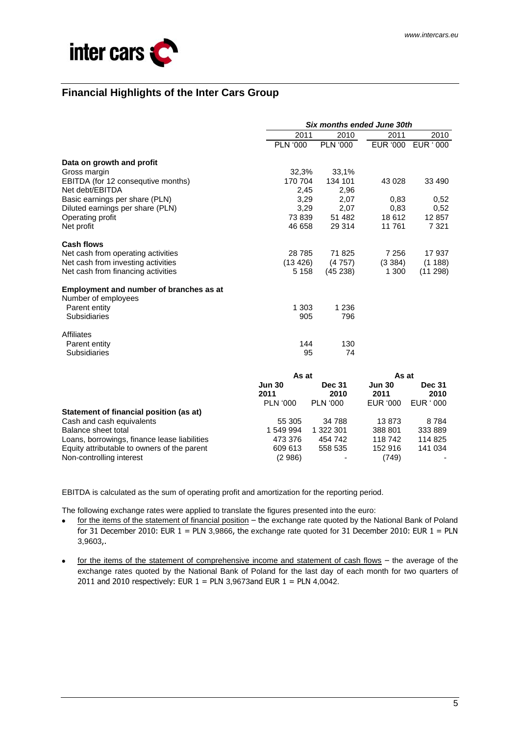## Financial Highlights of the Inter Cars Group

| | Six months ended June 30th | | | |
|---|---|---|---|---|
| | 2011 | 2010 | 2011 | 2010 |
| | PLN '000 | PLN '000 | EUR '000 | EUR ' 000 |
| **Data on growth and profit** | | | | |
| Gross margin | 32,3% | 33,1% | | |
| EBITDA (for 12 consequtive months) | 170 704 | 134 101 | 43 028 | 33 490 |
| Net debt/EBITDA | 2,45 | 2,96 | | |
| Basic earnings per share (PLN) | 3,29 | 2,07 | 0,83 | 0,52 |
| Diluted earnings per share (PLN) | 3,29 | 2,07 | 0,83 | 0,52 |
| Operating profit | 73 839 | 51 482 | 18 612 | 12 857 |
| Net profit | 46 658 | 29 314 | 11 761 | 7 321 |
| **Cash flows** | | | | |
| Net cash from operating activities | 28 785 | 71 825 | 7 256 | 17 937 |
| Net cash from investing activities | (13 426) | (4 757) | (3 384) | (1 188) |
| Net cash from financing activities | 5 158 | (45 238) | 1 300 | (11 298) |
| **Employment and number of branches as at** | | | | |
| Number of employees | | | | |
| Parent entity | 1 303 | 1 236 | | |
| Subsidiaries | 905 | 796 | | |
| Affiliates | | | | |
| Parent entity | 144 | 130 | | |
| Subsidiaries | 95 | 74 | | |

| | As at | | As at | |
|---|---|---|---|---|
| | **Jun 30 2011** | **Dec 31 2010** | **Jun 30 2011** | **Dec 31 2010** |
| | PLN '000 | PLN '000 | EUR '000 | EUR ' 000 |
| **Statement of financial position (as at)** | | | | |
| Cash and cash equivalents | 55 305 | 34 788 | 13 873 | 8 784 |
| Balance sheet total | 1 549 994 | 1 322 301 | 388 801 | 333 889 |
| Loans, borrowings, finance lease liabilities | 473 376 | 454 742 | 118 742 | 114 825 |
| Equity attributable to owners of the parent | 609 613 | 558 535 | 152 916 | 141 034 |
| Non-controlling interest | (2 986) | - | (749) | - |

EBITDA is calculated as the sum of operating profit and amortization for the reporting period.

The following exchange rates were applied to translate the figures presented into the euro:

- for the items of the statement of financial position – the exchange rate quoted by the National Bank of Poland for 31 December 2010: EUR 1 = PLN 3,9866, the exchange rate quoted for 31 December 2010: EUR 1 = PLN 3,9603,.
- for the items of the statement of comprehensive income and statement of cash flows – the average of the exchange rates quoted by the National Bank of Poland for the last day of each month for two quarters of 2011 and 2010 respectively: EUR 1 = PLN 3,9673and EUR 1 = PLN 4,0042.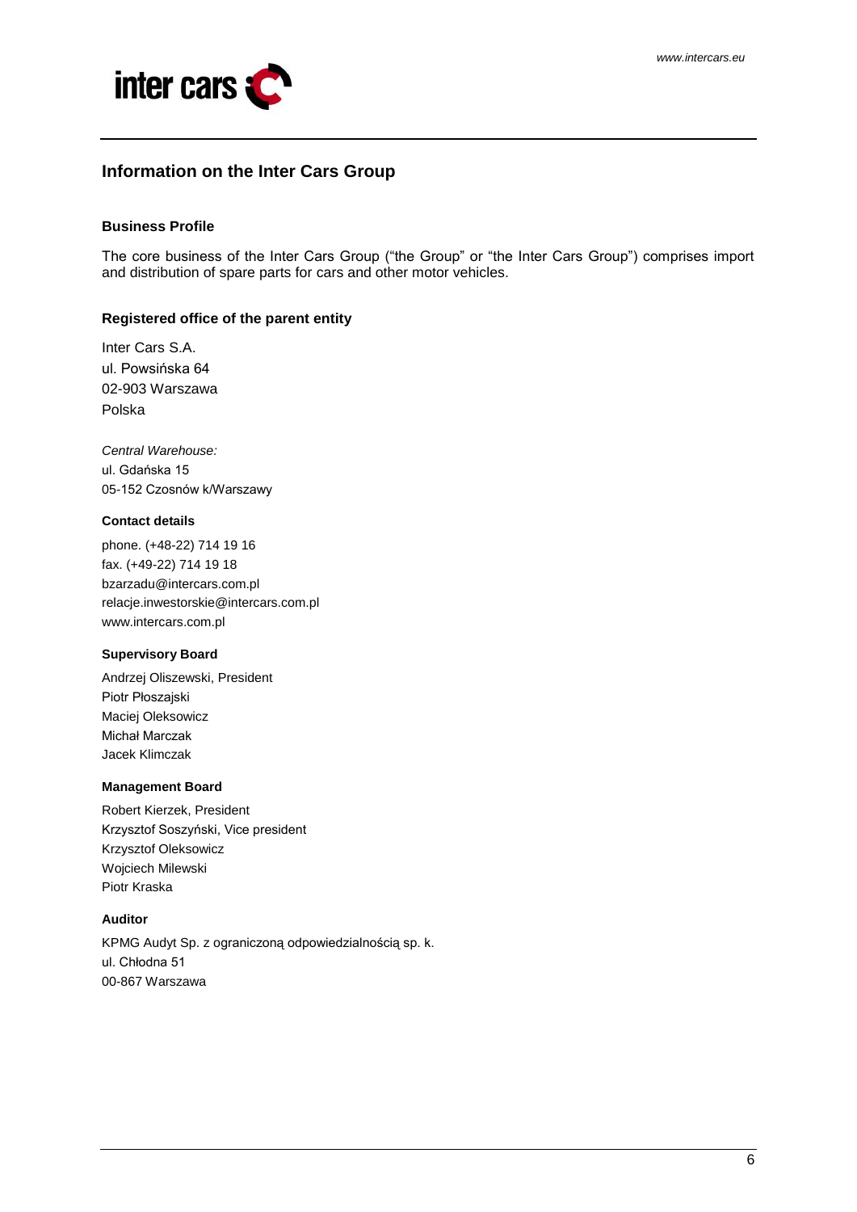## Information on the Inter Cars Group

### Business Profile

The core business of the Inter Cars Group ("the Group" or "the Inter Cars Group") comprises import and distribution of spare parts for cars and other motor vehicles.

### Registered office of the parent entity

Inter Cars S.A.  
ul. Powsińska 64  
02-903 Warszawa  
Polska

*Central Warehouse:*  
ul. Gdańska 15  
05-152 Czosnów k/Warszawy

### Contact details

phone. (+48-22) 714 19 16  
fax. (+49-22) 714 19 18  
bzarzadu@intercars.com.pl  
relacje.inwestorskie@intercars.com.pl  
www.intercars.com.pl

### Supervisory Board

Andrzej Oliszewski, President  
Piotr Płoszajski  
Maciej Oleksowicz  
Michał Marczak  
Jacek Klimczak

### Management Board

Robert Kierzek, President  
Krzysztof Soszyński, Vice president  
Krzysztof Oleksowicz  
Wojciech Milewski  
Piotr Kraska

### Auditor

KPMG Audyt Sp. z ograniczoną odpowiedzialnością sp. k.  
ul. Chłodna 51  
00-867 Warszawa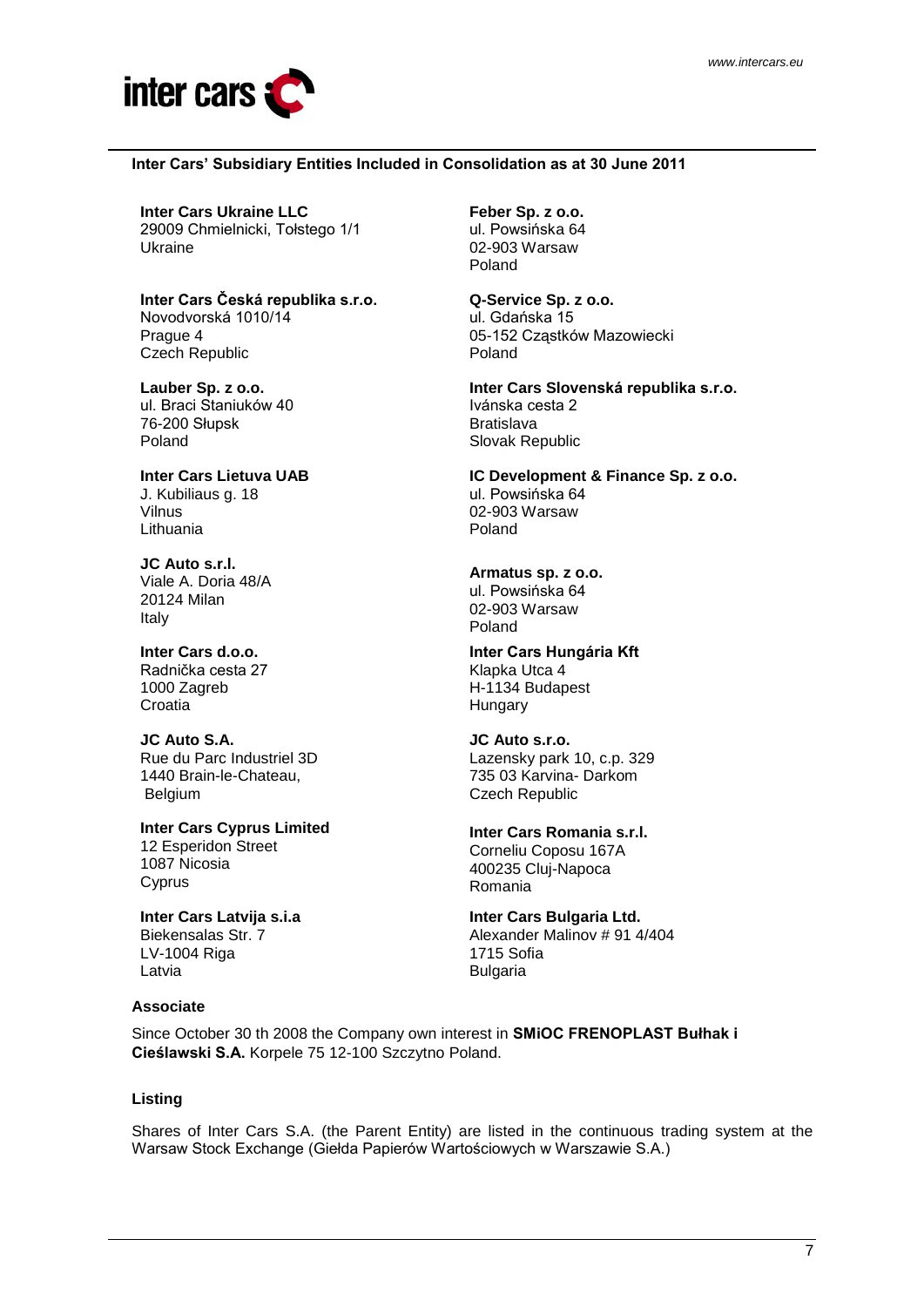**Inter Cars' Subsidiary Entities Included in Consolidation as at 30 June 2011**

**Inter Cars Ukraine LLC**
29009 Chmielnicki, Tołstego 1/1
Ukraine

**Inter Cars Česká republika s.r.o.**
Novodvorská 1010/14
Prague 4
Czech Republic

**Lauber Sp. z o.o.**
ul. Braci Staniuków 40
76-200 Słupsk
Poland

**Inter Cars Lietuva UAB**
J. Kubiliaus g. 18
Vilnus
Lithuania

**JC Auto s.r.l.**
Viale A. Doria 48/A
20124 Milan
Italy

**Inter Cars d.o.o.**
Radnička cesta 27
1000 Zagreb
Croatia

**JC Auto S.A.**
Rue du Parc Industriel 3D
1440 Brain-le-Chateau,
Belgium

**Inter Cars Cyprus Limited**
12 Esperidon Street
1087 Nicosia
Cyprus

**Inter Cars Latvija s.i.a**
Biekensalas Str. 7
LV-1004 Riga
Latvia

**Feber Sp. z o.o.**
ul. Powsińska 64
02-903 Warsaw
Poland

**Q-Service Sp. z o.o.**
ul. Gdańska 15
05-152 Cząstków Mazowiecki
Poland

**Inter Cars Slovenská republika s.r.o.**
Ivánska cesta 2
Bratislava
Slovak Republic

**IC Development & Finance Sp. z o.o.**
ul. Powsińska 64
02-903 Warsaw
Poland

**Armatus sp. z o.o.**
ul. Powsińska 64
02-903 Warsaw
Poland

**Inter Cars Hungária Kft**
Klapka Utca 4
H-1134 Budapest
Hungary

**JC Auto s.r.o.**
Lazensky park 10, c.p. 329
735 03 Karvina- Darkom
Czech Republic

**Inter Cars Romania s.r.l.**
Corneliu Coposu 167A
400235 Cluj-Napoca
Romania

**Inter Cars Bulgaria Ltd.**
Alexander Malinov # 91 4/404
1715 Sofia
Bulgaria

**Associate**

Since October 30 th 2008 the Company own interest in **SMiOC FRENOPLAST Bułhak i Cieślawski S.A.** Korpele 75 12-100 Szczytno Poland.

**Listing**

Shares of Inter Cars S.A. (the Parent Entity) are listed in the continuous trading system at the Warsaw Stock Exchange (Giełda Papierów Wartościowych w Warszawie S.A.)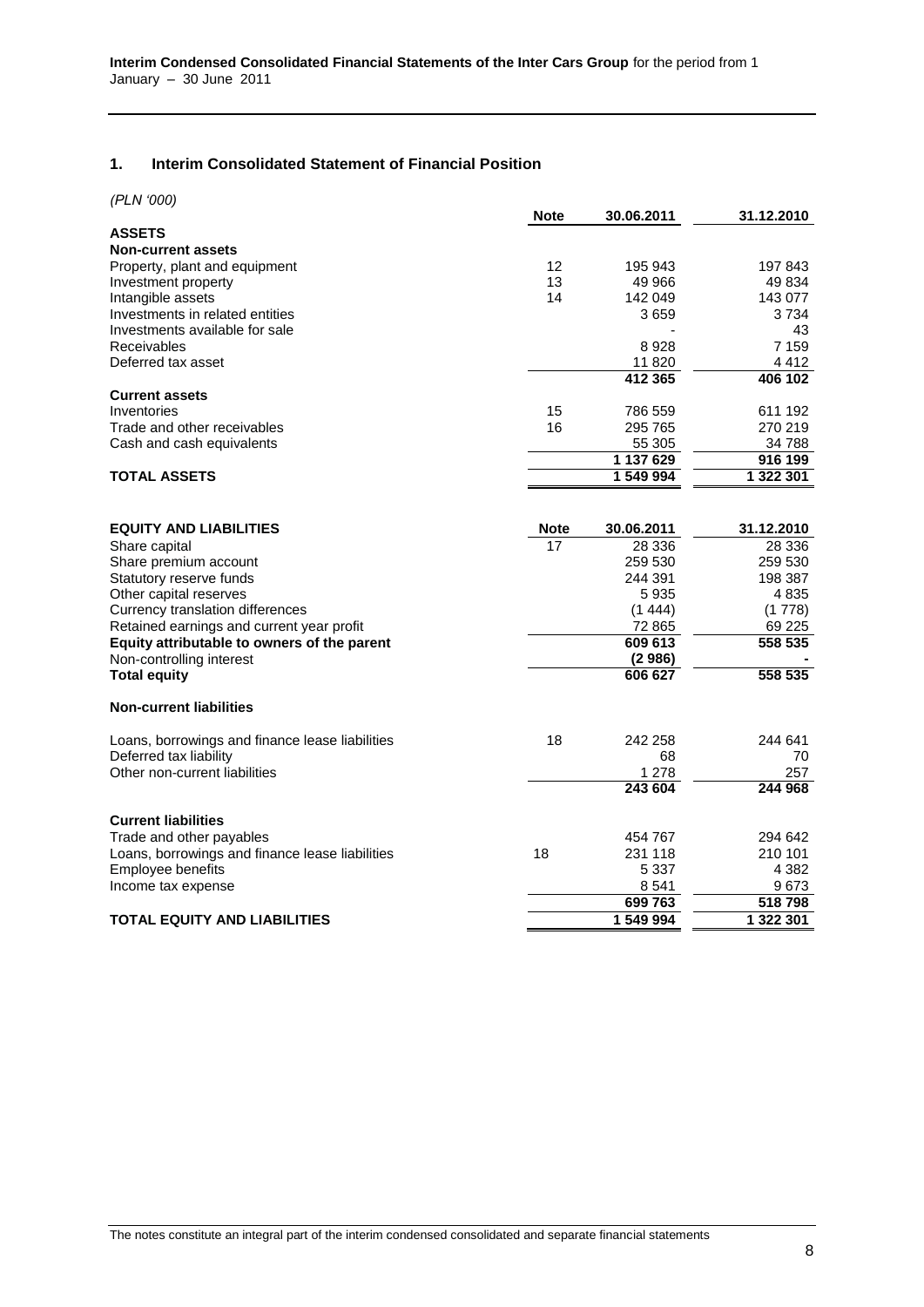## 1. Interim Consolidated Statement of Financial Position

*(PLN '000)*

| | Note | 30.06.2011 | 31.12.2010 |
|---|---|---|---|
| **ASSETS** | | | |
| **Non-current assets** | | | |
| Property, plant and equipment | 12 | 195 943 | 197 843 |
| Investment property | 13 | 49 966 | 49 834 |
| Intangible assets | 14 | 142 049 | 143 077 |
| Investments in related entities | | 3 659 | 3 734 |
| Investments available for sale | | - | 43 |
| Receivables | | 8 928 | 7 159 |
| Deferred tax asset | | 11 820 | 4 412 |
| | | **412 365** | **406 102** |
| **Current assets** | | | |
| Inventories | 15 | 786 559 | 611 192 |
| Trade and other receivables | 16 | 295 765 | 270 219 |
| Cash and cash equivalents | | 55 305 | 34 788 |
| | | **1 137 629** | **916 199** |
| **TOTAL ASSETS** | | **1 549 994** | **1 322 301** |

| **EQUITY AND LIABILITIES** | **Note** | **30.06.2011** | **31.12.2010** |
|---|---|---|---|
| Share capital | 17 | 28 336 | 28 336 |
| Share premium account | | 259 530 | 259 530 |
| Statutory reserve funds | | 244 391 | 198 387 |
| Other capital reserves | | 5 935 | 4 835 |
| Currency translation differences | | (1 444) | (1 778) |
| Retained earnings and current year profit | | 72 865 | 69 225 |
| **Equity attributable to owners of the parent** | | **609 613** | **558 535** |
| Non-controlling interest | | **(2 986)** | **-** |
| **Total equity** | | **606 627** | **558 535** |
| **Non-current liabilities** | | | |
| Loans, borrowings and finance lease liabilities | 18 | 242 258 | 244 641 |
| Deferred tax liability | | 68 | 70 |
| Other non-current liabilities | | 1 278 | 257 |
| | | **243 604** | **244 968** |
| **Current liabilities** | | | |
| Trade and other payables | | 454 767 | 294 642 |
| Loans, borrowings and finance lease liabilities | 18 | 231 118 | 210 101 |
| Employee benefits | | 5 337 | 4 382 |
| Income tax expense | | 8 541 | 9 673 |
| | | **699 763** | **518 798** |
| **TOTAL EQUITY AND LIABILITIES** | | **1 549 994** | **1 322 301** |

The notes constitute an integral part of the interim condensed consolidated and separate financial statements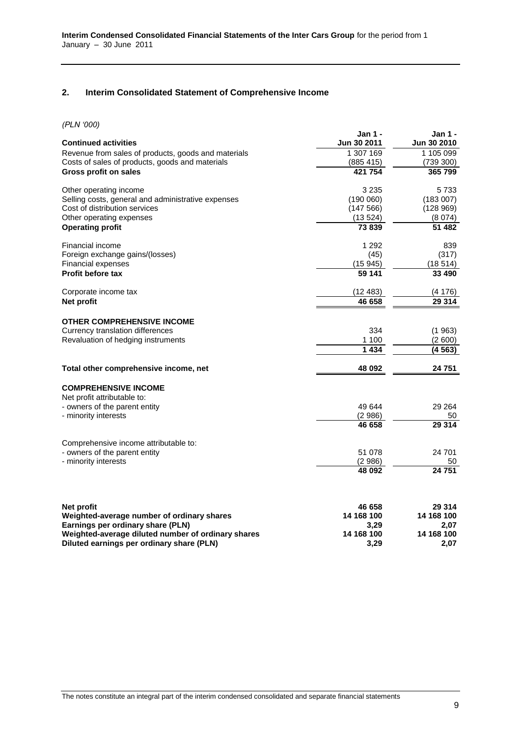## 2. Interim Consolidated Statement of Comprehensive Income

*(PLN '000)*

| **Continued activities** | **Jan 1 - Jun 30 2011** | **Jan 1 - Jun 30 2010** |
|---|---|---|
| Revenue from sales of products, goods and materials | 1 307 169 | 1 105 099 |
| Costs of sales of products, goods and materials | (885 415) | (739 300) |
| **Gross profit on sales** | **421 754** | **365 799** |
| | | |
| Other operating income | 3 235 | 5 733 |
| Selling costs, general and administrative expenses | (190 060) | (183 007) |
| Cost of distribution services | (147 566) | (128 969) |
| Other operating expenses | (13 524) | (8 074) |
| **Operating profit** | **73 839** | **51 482** |
| | | |
| Financial income | 1 292 | 839 |
| Foreign exchange gains/(losses) | (45) | (317) |
| Financial expenses | (15 945) | (18 514) |
| **Profit before tax** | **59 141** | **33 490** |
| | | |
| Corporate income tax | (12 483) | (4 176) |
| **Net profit** | **46 658** | **29 314** |
| | | |
| **OTHER COMPREHENSIVE INCOME** | | |
| Currency translation differences | 334 | (1 963) |
| Revaluation of hedging instruments | 1 100 | (2 600) |
| | **1 434** | **(4 563)** |
| | | |
| **Total other comprehensive income, net** | **48 092** | **24 751** |
| | | |
| **COMPREHENSIVE INCOME** | | |
| Net profit attributable to: | | |
| - owners of the parent entity | 49 644 | 29 264 |
| - minority interests | (2 986) | 50 |
| | **46 658** | **29 314** |
| | | |
| Comprehensive income attributable to: | | |
| - owners of the parent entity | 51 078 | 24 701 |
| - minority interests | (2 986) | 50 |
| | **48 092** | **24 751** |
| | | |
| **Net profit** | **46 658** | **29 314** |
| **Weighted-average number of ordinary shares** | **14 168 100** | **14 168 100** |
| **Earnings per ordinary share (PLN)** | **3,29** | **2,07** |
| **Weighted-average diluted number of ordinary shares** | **14 168 100** | **14 168 100** |
| **Diluted earnings per ordinary share (PLN)** | **3,29** | **2,07** |

The notes constitute an integral part of the interim condensed consolidated and separate financial statements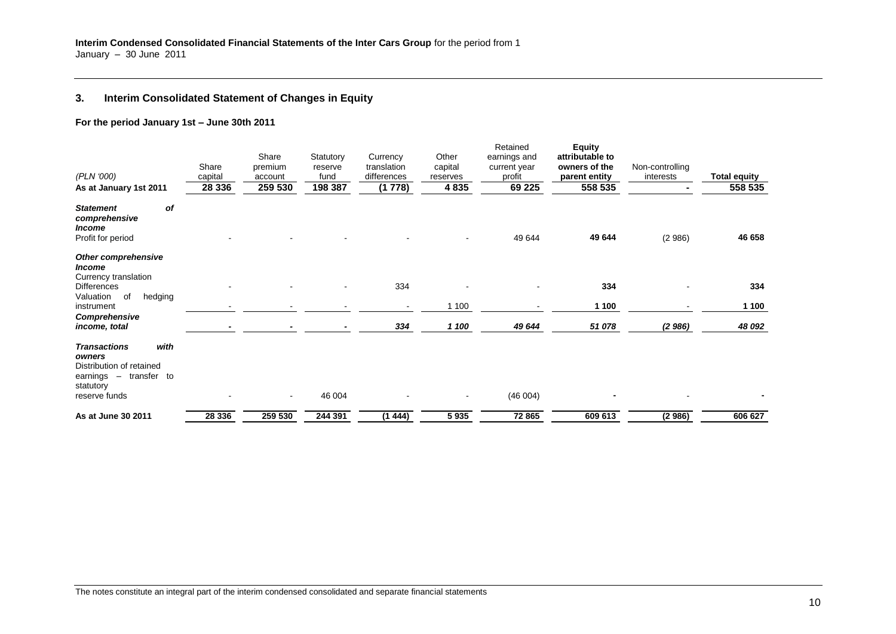**Interim Condensed Consolidated Financial Statements of the Inter Cars Group** for the period from 1 January – 30 June 2011

## 3. Interim Consolidated Statement of Changes in Equity

**For the period January 1st – June 30th 2011**

| (PLN '000) | Share capital | Share premium account | Statutory reserve fund | Currency translation differences | Other capital reserves | Retained earnings and current year profit | Equity attributable to owners of the parent entity | Non-controlling interests | Total equity |
|---|---|---|---|---|---|---|---|---|---|
| **As at January 1st 2011** | **28 336** | **259 530** | **198 387** | **(1 778)** | **4 835** | **69 225** | **558 535** | **-** | **558 535** |
| ***Statement of comprehensive Income*** | | | | | | | | | |
| Profit for period | - | - | - | - | - | 49 644 | **49 644** | (2 986) | **46 658** |
| ***Other comprehensive Income*** | | | | | | | | | |
| Currency translation Differences | - | - | - | 334 | - | - | **334** | - | **334** |
| Valuation of hedging instrument | - | - | - | - | 1 100 | - | **1 100** | - | **1 100** |
| ***Comprehensive income, total*** | **-** | **-** | **-** | ***334*** | ***1 100*** | ***49 644*** | ***51 078*** | ***(2 986)*** | ***48 092*** |
| ***Transactions with owners*** | | | | | | | | | |
| Distribution of retained earnings – transfer to statutory reserve funds | - | - | 46 004 | - | - | (46 004) | **-** | - | **-** |
| **As at June 30 2011** | **28 336** | **259 530** | **244 391** | **(1 444)** | **5 935** | **72 865** | **609 613** | **(2 986)** | **606 627** |

The notes constitute an integral part of the interim condensed consolidated and separate financial statements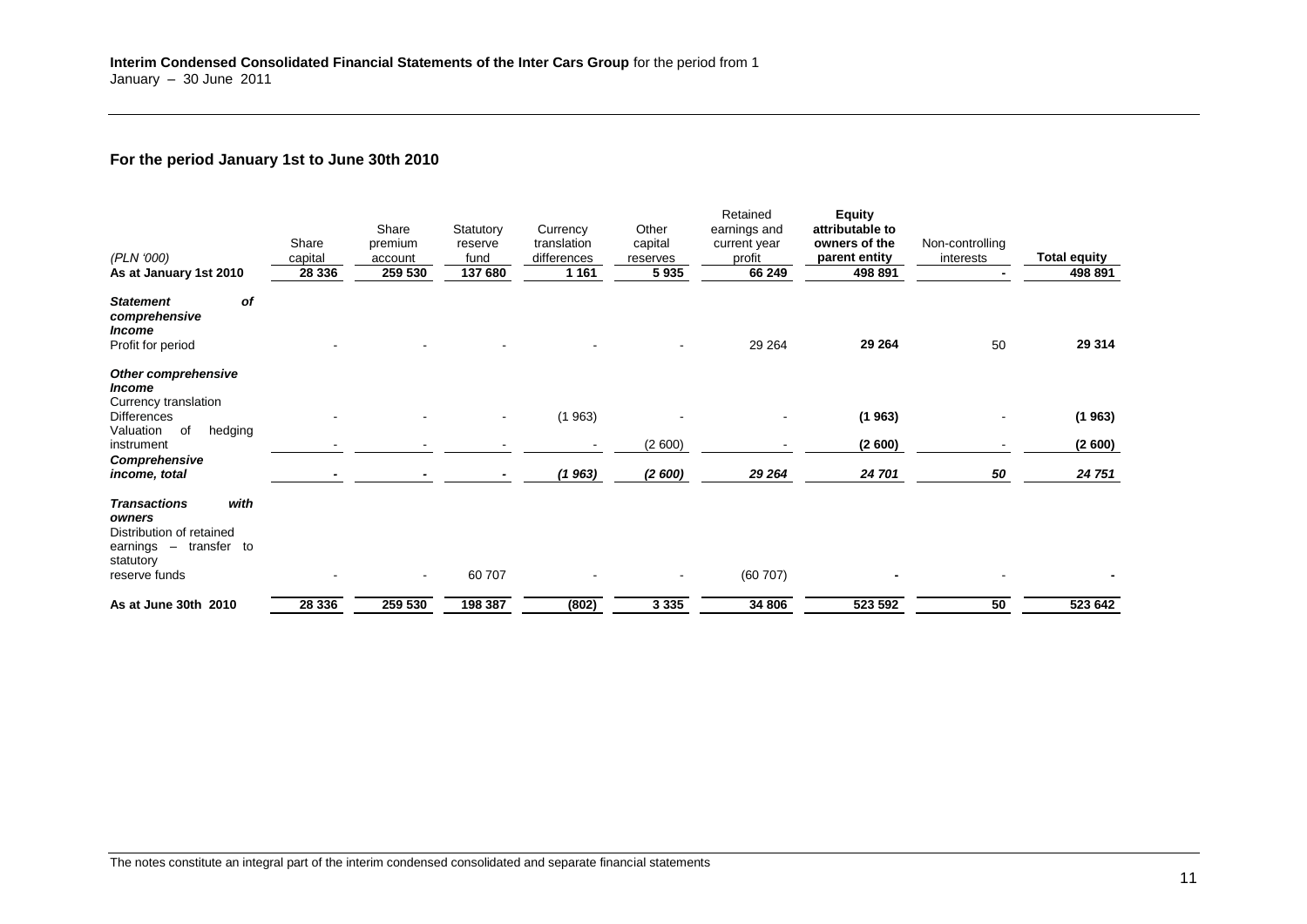## For the period January 1st to June 30th 2010

| (PLN '000) | Share capital | Share premium account | Statutory reserve fund | Currency translation differences | Other capital reserves | Retained earnings and current year profit | **Equity attributable to owners of the parent entity** | Non-controlling interests | **Total equity** |
|---|---|---|---|---|---|---|---|---|---|
| **As at January 1st 2010** | **28 336** | **259 530** | **137 680** | **1 161** | **5 935** | **66 249** | **498 891** | **-** | **498 891** |
| ***Statement of comprehensive Income*** | | | | | | | | | |
| Profit for period | - | - | - | - | - | 29 264 | **29 264** | 50 | **29 314** |
| ***Other comprehensive Income*** | | | | | | | | | |
| Currency translation Differences | - | - | - | (1 963) | - | - | **(1 963)** | - | **(1 963)** |
| Valuation of hedging instrument | - | - | - | - | (2 600) | - | **(2 600)** | - | **(2 600)** |
| ***Comprehensive income, total*** | **-** | **-** | **-** | ***(1 963)*** | ***(2 600)*** | ***29 264*** | ***24 701*** | ***50*** | ***24 751*** |
| ***Transactions with owners*** | | | | | | | | | |
| Distribution of retained earnings – transfer to statutory reserve funds | - | - | 60 707 | - | - | (60 707) | **-** | - | **-** |
| **As at June 30th 2010** | **28 336** | **259 530** | **198 387** | **(802)** | **3 335** | **34 806** | **523 592** | **50** | **523 642** |

The notes constitute an integral part of the interim condensed consolidated and separate financial statements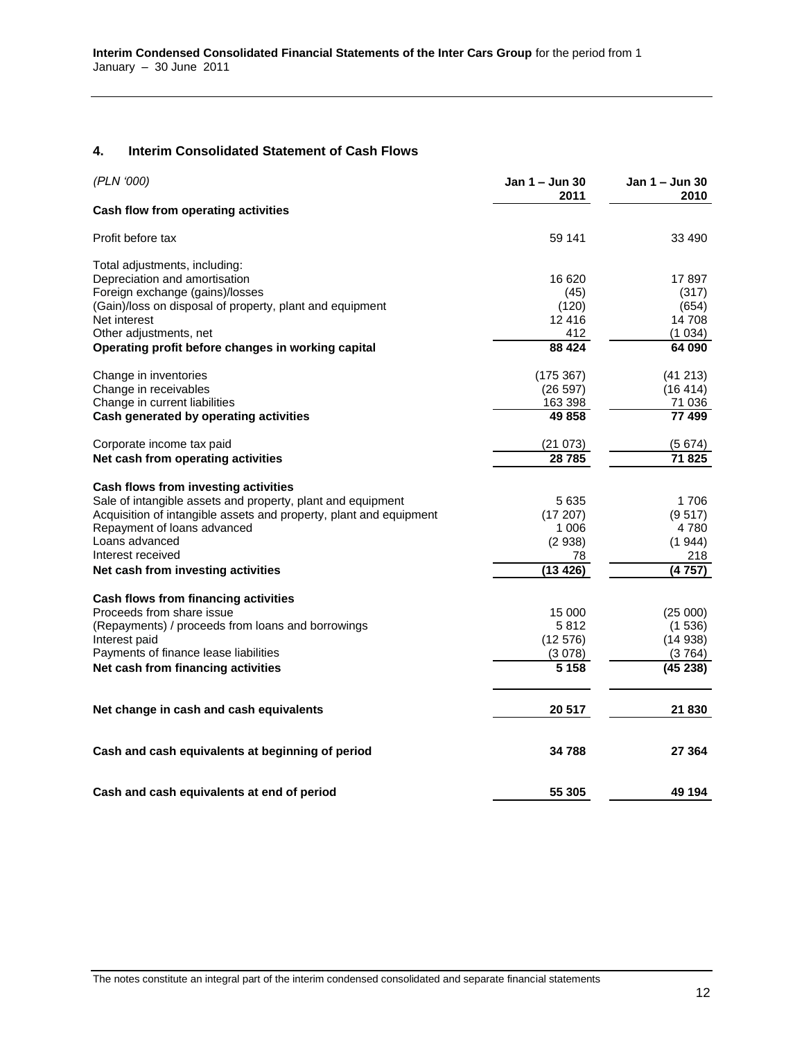## 4. Interim Consolidated Statement of Cash Flows

| *(PLN '000)* | Jan 1 – Jun 30 2011 | Jan 1 – Jun 30 2010 |
|---|---|---|
| **Cash flow from operating activities** | | |
| Profit before tax | 59 141 | 33 490 |
| Total adjustments, including: | | |
| Depreciation and amortisation | 16 620 | 17 897 |
| Foreign exchange (gains)/losses | (45) | (317) |
| (Gain)/loss on disposal of property, plant and equipment | (120) | (654) |
| Net interest | 12 416 | 14 708 |
| Other adjustments, net | 412 | (1 034) |
| **Operating profit before changes in working capital** | **88 424** | **64 090** |
| Change in inventories | (175 367) | (41 213) |
| Change in receivables | (26 597) | (16 414) |
| Change in current liabilities | 163 398 | 71 036 |
| **Cash generated by operating activities** | **49 858** | **77 499** |
| Corporate income tax paid | (21 073) | (5 674) |
| **Net cash from operating activities** | **28 785** | **71 825** |
| **Cash flows from investing activities** | | |
| Sale of intangible assets and property, plant and equipment | 5 635 | 1 706 |
| Acquisition of intangible assets and property, plant and equipment | (17 207) | (9 517) |
| Repayment of loans advanced | 1 006 | 4 780 |
| Loans advanced | (2 938) | (1 944) |
| Interest received | 78 | 218 |
| **Net cash from investing activities** | **(13 426)** | **(4 757)** |
| **Cash flows from financing activities** | | |
| Proceeds from share issue | 15 000 | (25 000) |
| (Repayments) / proceeds from loans and borrowings | 5 812 | (1 536) |
| Interest paid | (12 576) | (14 938) |
| Payments of finance lease liabilities | (3 078) | (3 764) |
| **Net cash from financing activities** | **5 158** | **(45 238)** |
| **Net change in cash and cash equivalents** | **20 517** | **21 830** |
| **Cash and cash equivalents at beginning of period** | **34 788** | **27 364** |
| **Cash and cash equivalents at end of period** | **55 305** | **49 194** |

The notes constitute an integral part of the interim condensed consolidated and separate financial statements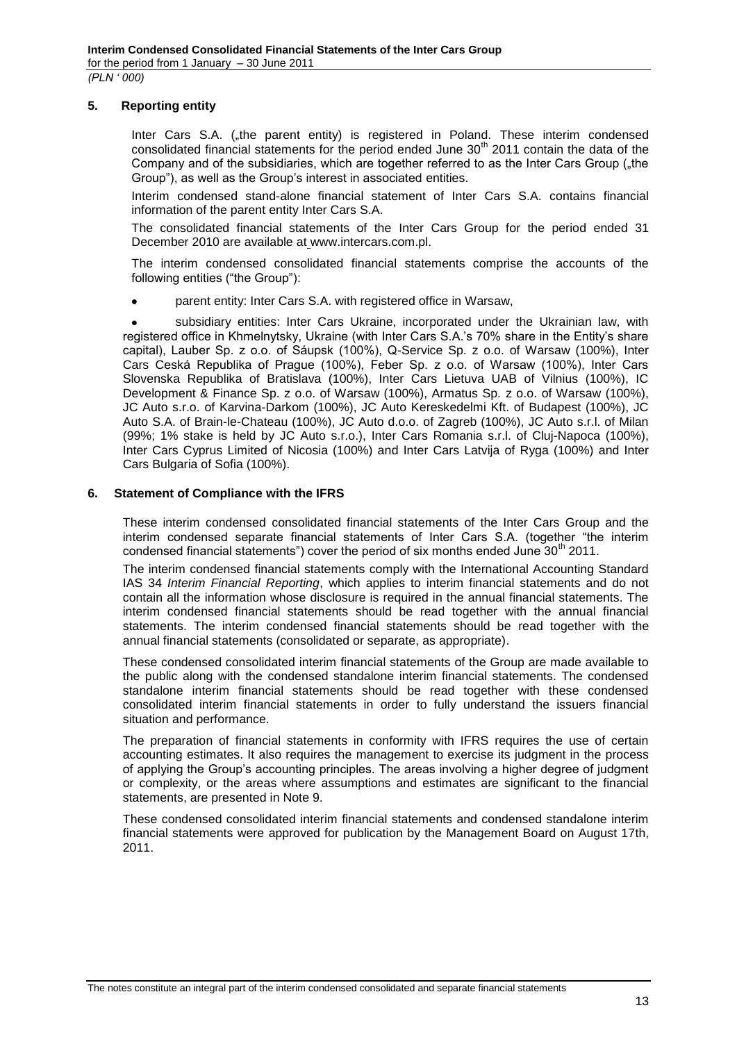## 5. Reporting entity

Inter Cars S.A. („the parent entity) is registered in Poland. These interim condensed consolidated financial statements for the period ended June 30[th] 2011 contain the data of the Company and of the subsidiaries, which are together referred to as the Inter Cars Group („the Group"), as well as the Group's interest in associated entities.

Interim condensed stand-alone financial statement of Inter Cars S.A. contains financial information of the parent entity Inter Cars S.A.

The consolidated financial statements of the Inter Cars Group for the period ended 31 December 2010 are available at www.intercars.com.pl.

The interim condensed consolidated financial statements comprise the accounts of the following entities ("the Group"):

- parent entity: Inter Cars S.A. with registered office in Warsaw,
- subsidiary entities: Inter Cars Ukraine, incorporated under the Ukrainian law, with registered office in Khmelnytsky, Ukraine (with Inter Cars S.A.'s 70% share in the Entity's share capital), Lauber Sp. z o.o. of Sáupsk (100%), Q-Service Sp. z o.o. of Warsaw (100%), Inter Cars Ceská Republika of Prague (100%), Feber Sp. z o.o. of Warsaw (100%), Inter Cars Slovenska Republika of Bratislava (100%), Inter Cars Lietuva UAB of Vilnius (100%), IC Development & Finance Sp. z o.o. of Warsaw (100%), Armatus Sp. z o.o. of Warsaw (100%), JC Auto s.r.o. of Karvina-Darkom (100%), JC Auto Kereskedelmi Kft. of Budapest (100%), JC Auto S.A. of Brain-le-Chateau (100%), JC Auto d.o.o. of Zagreb (100%), JC Auto s.r.l. of Milan (99%; 1% stake is held by JC Auto s.r.o.), Inter Cars Romania s.r.l. of Cluj-Napoca (100%), Inter Cars Cyprus Limited of Nicosia (100%) and Inter Cars Latvija of Ryga (100%) and Inter Cars Bulgaria of Sofia (100%).

## 6. Statement of Compliance with the IFRS

These interim condensed consolidated financial statements of the Inter Cars Group and the interim condensed separate financial statements of Inter Cars S.A. (together "the interim condensed financial statements") cover the period of six months ended June 30[th] 2011.

The interim condensed financial statements comply with the International Accounting Standard IAS 34 *Interim Financial Reporting*, which applies to interim financial statements and do not contain all the information whose disclosure is required in the annual financial statements. The interim condensed financial statements should be read together with the annual financial statements. The interim condensed financial statements should be read together with the annual financial statements (consolidated or separate, as appropriate).

These condensed consolidated interim financial statements of the Group are made available to the public along with the condensed standalone interim financial statements. The condensed standalone interim financial statements should be read together with these condensed consolidated interim financial statements in order to fully understand the issuers financial situation and performance.

The preparation of financial statements in conformity with IFRS requires the use of certain accounting estimates. It also requires the management to exercise its judgment in the process of applying the Group's accounting principles. The areas involving a higher degree of judgment or complexity, or the areas where assumptions and estimates are significant to the financial statements, are presented in Note 9.

These condensed consolidated interim financial statements and condensed standalone interim financial statements were approved for publication by the Management Board on August 17th, 2011.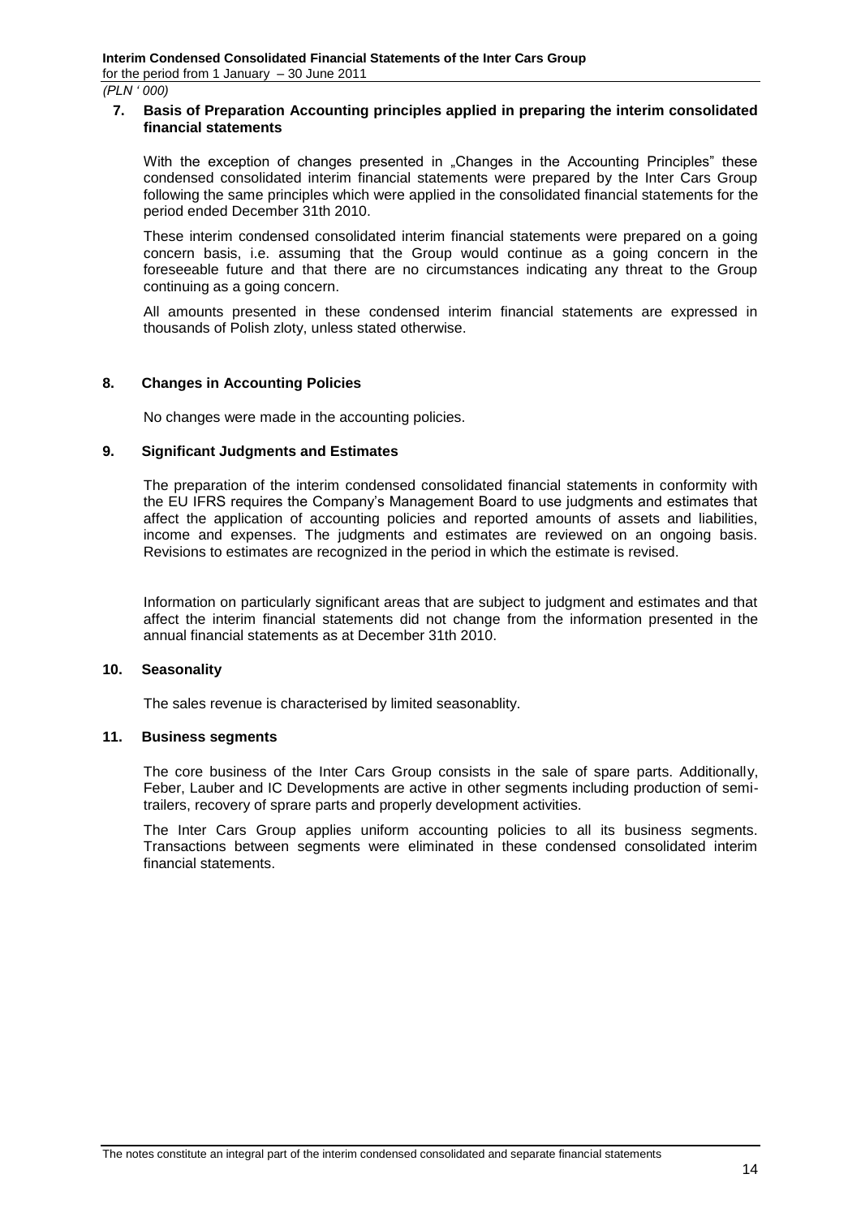## 7. Basis of Preparation Accounting principles applied in preparing the interim consolidated financial statements

With the exception of changes presented in „Changes in the Accounting Principles" these condensed consolidated interim financial statements were prepared by the Inter Cars Group following the same principles which were applied in the consolidated financial statements for the period ended December 31th 2010.

These interim condensed consolidated interim financial statements were prepared on a going concern basis, i.e. assuming that the Group would continue as a going concern in the foreseeable future and that there are no circumstances indicating any threat to the Group continuing as a going concern.

All amounts presented in these condensed interim financial statements are expressed in thousands of Polish zloty, unless stated otherwise.

## 8. Changes in Accounting Policies

No changes were made in the accounting policies.

## 9. Significant Judgments and Estimates

The preparation of the interim condensed consolidated financial statements in conformity with the EU IFRS requires the Company's Management Board to use judgments and estimates that affect the application of accounting policies and reported amounts of assets and liabilities, income and expenses. The judgments and estimates are reviewed on an ongoing basis. Revisions to estimates are recognized in the period in which the estimate is revised.

Information on particularly significant areas that are subject to judgment and estimates and that affect the interim financial statements did not change from the information presented in the annual financial statements as at December 31th 2010.

## 10. Seasonality

The sales revenue is characterised by limited seasonablity.

## 11. Business segments

The core business of the Inter Cars Group consists in the sale of spare parts. Additionally, Feber, Lauber and IC Developments are active in other segments including production of semi-trailers, recovery of sprare parts and properly development activities.

The Inter Cars Group applies uniform accounting policies to all its business segments. Transactions between segments were eliminated in these condensed consolidated interim financial statements.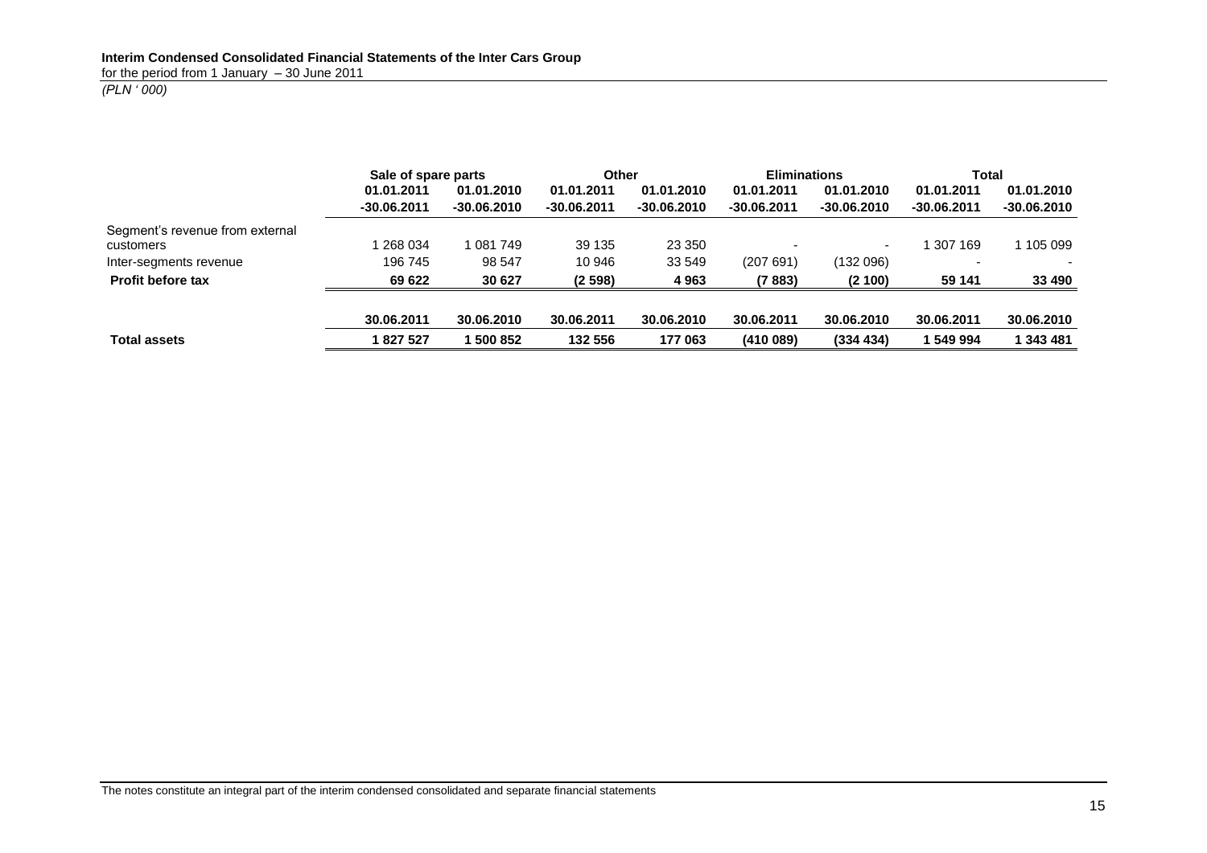|  | Sale of spare parts |  | Other |  | Eliminations |  | Total |  |
|---|---|---|---|---|---|---|---|---|
|  | 01.01.2011 -30.06.2011 | 01.01.2010 -30.06.2010 | 01.01.2011 -30.06.2011 | 01.01.2010 -30.06.2010 | 01.01.2011 -30.06.2011 | 01.01.2010 -30.06.2010 | 01.01.2011 -30.06.2011 | 01.01.2010 -30.06.2010 |
| Segment's revenue from external customers | 1 268 034 | 1 081 749 | 39 135 | 23 350 | - | - | 1 307 169 | 1 105 099 |
| Inter-segments revenue | 196 745 | 98 547 | 10 946 | 33 549 | (207 691) | (132 096) | - | - |
| **Profit before tax** | **69 622** | **30 627** | **(2 598)** | **4 963** | **(7 883)** | **(2 100)** | **59 141** | **33 490** |
|  | **30.06.2011** | **30.06.2010** | **30.06.2011** | **30.06.2010** | **30.06.2011** | **30.06.2010** | **30.06.2011** | **30.06.2010** |
| **Total assets** | **1 827 527** | **1 500 852** | **132 556** | **177 063** | **(410 089)** | **(334 434)** | **1 549 994** | **1 343 481** |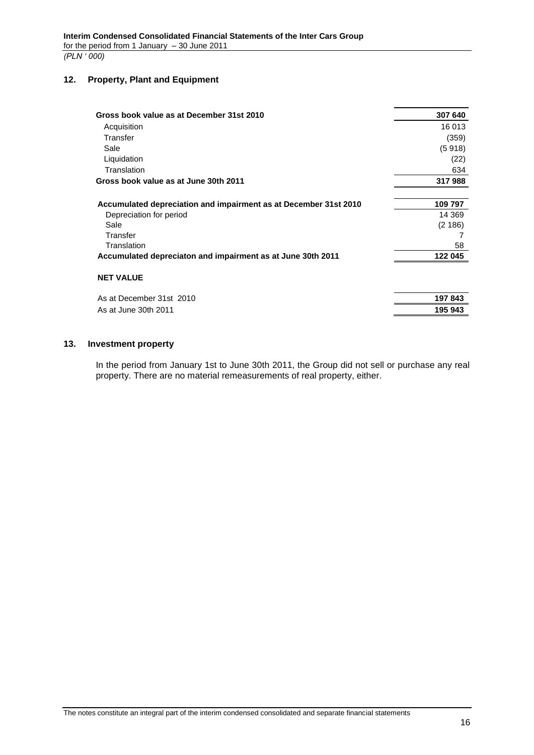## 12. Property, Plant and Equipment

| | |
|---|---:|
| **Gross book value as at December 31st 2010** | **307 640** |
| Acquisition | 16 013 |
| Transfer | (359) |
| Sale | (5 918) |
| Liquidation | (22) |
| Translation | 634 |
| **Gross book value as at June 30th 2011** | **317 988** |
| | |
| **Accumulated depreciation and impairment as at December 31st 2010** | **109 797** |
| Depreciation for period | 14 369 |
| Sale | (2 186) |
| Transfer | 7 |
| Translation | 58 |
| **Accumulated depreciaton and impairment as at June 30th 2011** | **122 045** |
| | |
| **NET VALUE** | |
| | |
| As at December 31st 2010 | **197 843** |
| As at June 30th 2011 | **195 943** |

## 13. Investment property

In the period from January 1st to June 30th 2011, the Group did not sell or purchase any real property. There are no material remeasurements of real property, either.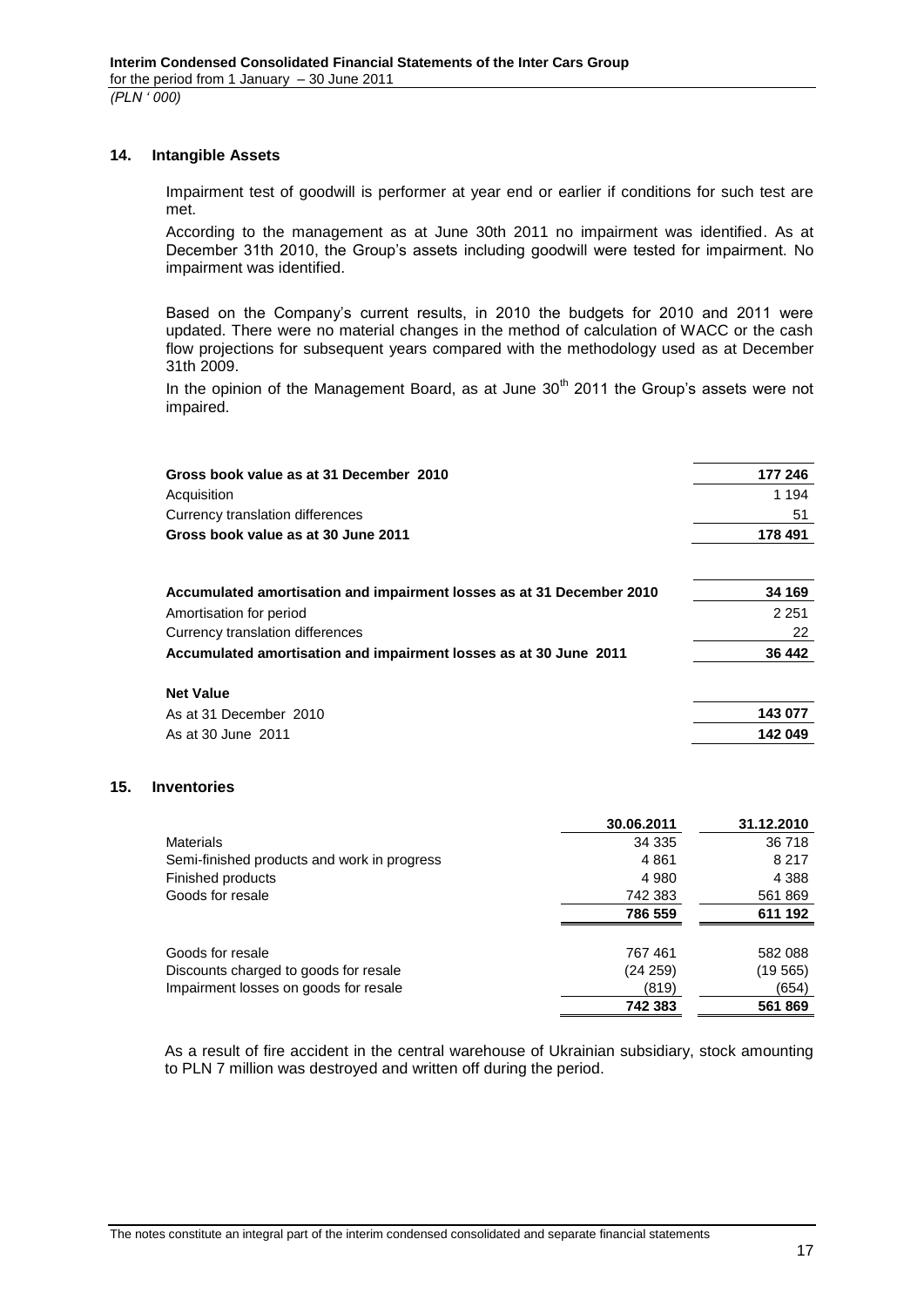## 14. Intangible Assets

Impairment test of goodwill is performer at year end or earlier if conditions for such test are met.

According to the management as at June 30th 2011 no impairment was identified. As at December 31th 2010, the Group's assets including goodwill were tested for impairment. No impairment was identified.

Based on the Company's current results, in 2010 the budgets for 2010 and 2011 were updated. There were no material changes in the method of calculation of WACC or the cash flow projections for subsequent years compared with the methodology used as at December 31th 2009.

In the opinion of the Management Board, as at June 30th 2011 the Group's assets were not impaired.

| | |
|---|---|
| **Gross book value as at 31 December 2010** | **177 246** |
| Acquisition | 1 194 |
| Currency translation differences | 51 |
| **Gross book value as at 30 June 2011** | **178 491** |
| | |
| **Accumulated amortisation and impairment losses as at 31 December 2010** | **34 169** |
| Amortisation for period | 2 251 |
| Currency translation differences | 22 |
| **Accumulated amortisation and impairment losses as at 30 June 2011** | **36 442** |
| | |
| **Net Value** | |
| As at 31 December 2010 | **143 077** |
| As at 30 June 2011 | **142 049** |

## 15. Inventories

| | 30.06.2011 | 31.12.2010 |
|---|---|---|
| Materials | 34 335 | 36 718 |
| Semi-finished products and work in progress | 4 861 | 8 217 |
| Finished products | 4 980 | 4 388 |
| Goods for resale | 742 383 | 561 869 |
| | **786 559** | **611 192** |
| | | |
| Goods for resale | 767 461 | 582 088 |
| Discounts charged to goods for resale | (24 259) | (19 565) |
| Impairment losses on goods for resale | (819) | (654) |
| | **742 383** | **561 869** |

As a result of fire accident in the central warehouse of Ukrainian subsidiary, stock amounting to PLN 7 million was destroyed and written off during the period.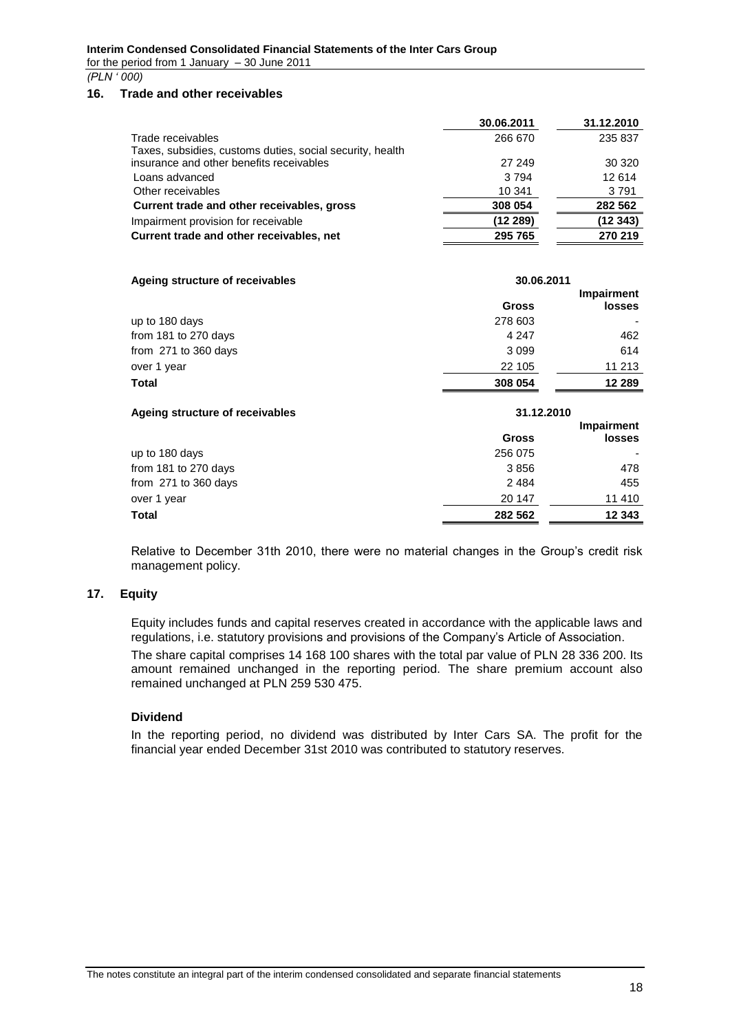## 16. Trade and other receivables

| | 30.06.2011 | 31.12.2010 |
|---|---|---|
| Trade receivables | 266 670 | 235 837 |
| Taxes, subsidies, customs duties, social security, health insurance and other benefits receivables | 27 249 | 30 320 |
| Loans advanced | 3 794 | 12 614 |
| Other receivables | 10 341 | 3 791 |
| **Current trade and other receivables, gross** | **308 054** | **282 562** |
| Impairment provision for receivable | **(12 289)** | **(12 343)** |
| **Current trade and other receivables, net** | **295 765** | **270 219** |

| **Ageing structure of receivables** | **30.06.2011** | |
|---|---|---|
| | **Gross** | **Impairment losses** |
| up to 180 days | 278 603 | - |
| from 181 to 270 days | 4 247 | 462 |
| from 271 to 360 days | 3 099 | 614 |
| over 1 year | 22 105 | 11 213 |
| **Total** | **308 054** | **12 289** |

| **Ageing structure of receivables** | **31.12.2010** | |
|---|---|---|
| | **Gross** | **Impairment losses** |
| up to 180 days | 256 075 | - |
| from 181 to 270 days | 3 856 | 478 |
| from 271 to 360 days | 2 484 | 455 |
| over 1 year | 20 147 | 11 410 |
| **Total** | **282 562** | **12 343** |

Relative to December 31th 2010, there were no material changes in the Group's credit risk management policy.

## 17. Equity

Equity includes funds and capital reserves created in accordance with the applicable laws and regulations, i.e. statutory provisions and provisions of the Company's Article of Association.

The share capital comprises 14 168 100 shares with the total par value of PLN 28 336 200. Its amount remained unchanged in the reporting period. The share premium account also remained unchanged at PLN 259 530 475.

### Dividend

In the reporting period, no dividend was distributed by Inter Cars SA. The profit for the financial year ended December 31st 2010 was contributed to statutory reserves.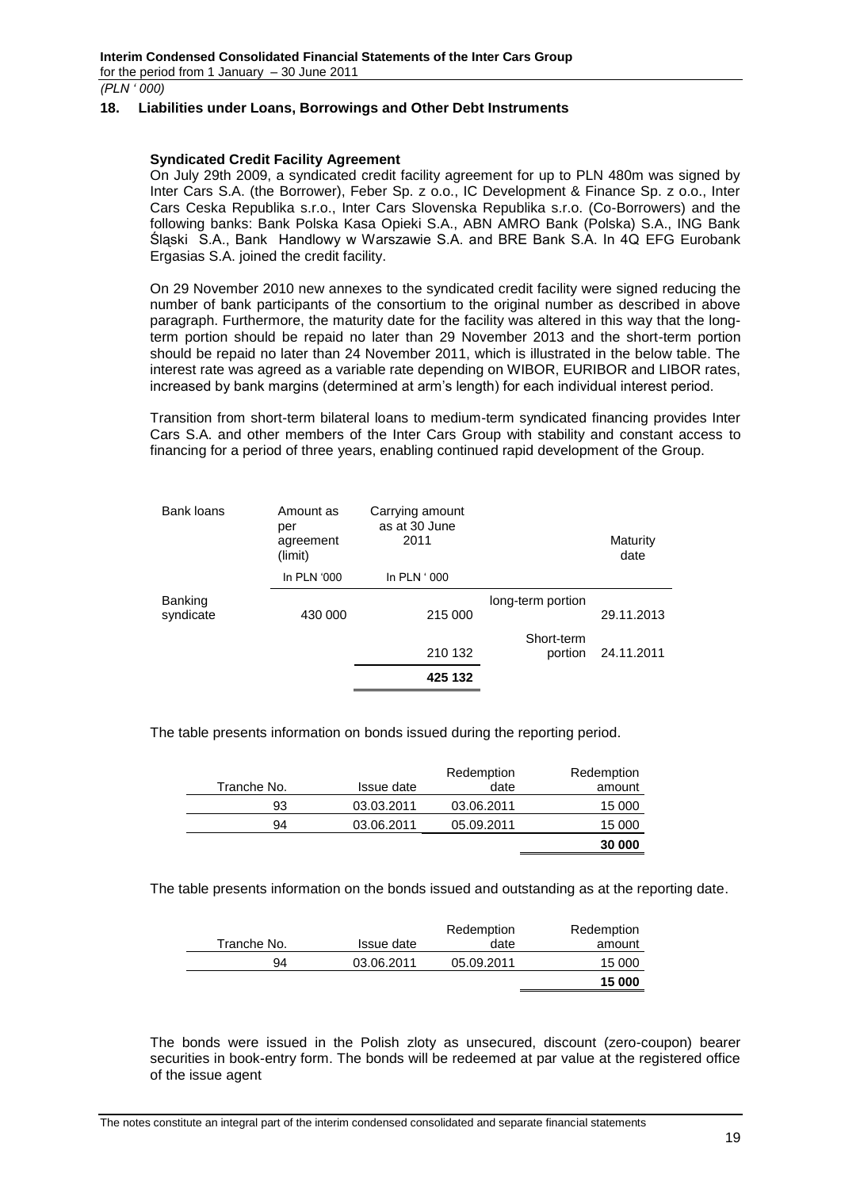## 18. Liabilities under Loans, Borrowings and Other Debt Instruments

**Syndicated Credit Facility Agreement**

On July 29th 2009, a syndicated credit facility agreement for up to PLN 480m was signed by Inter Cars S.A. (the Borrower), Feber Sp. z o.o., IC Development & Finance Sp. z o.o., Inter Cars Ceska Republika s.r.o., Inter Cars Slovenska Republika s.r.o. (Co-Borrowers) and the following banks: Bank Polska Kasa Opieki S.A., ABN AMRO Bank (Polska) S.A., ING Bank Śląski S.A., Bank Handlowy w Warszawie S.A. and BRE Bank S.A. In 4Q EFG Eurobank Ergasias S.A. joined the credit facility.

On 29 November 2010 new annexes to the syndicated credit facility were signed reducing the number of bank participants of the consortium to the original number as described in above paragraph. Furthermore, the maturity date for the facility was altered in this way that the long-term portion should be repaid no later than 29 November 2013 and the short-term portion should be repaid no later than 24 November 2011, which is illustrated in the below table. The interest rate was agreed as a variable rate depending on WIBOR, EURIBOR and LIBOR rates, increased by bank margins (determined at arm's length) for each individual interest period.

Transition from short-term bilateral loans to medium-term syndicated financing provides Inter Cars S.A. and other members of the Inter Cars Group with stability and constant access to financing for a period of three years, enabling continued rapid development of the Group.

| Bank loans | Amount as per agreement (limit) | Carrying amount as at 30 June 2011 | | Maturity date |
|---|---|---|---|---|
| | In PLN '000 | In PLN ' 000 | | |
| Banking syndicate | 430 000 | 215 000 | long-term portion | 29.11.2013 |
| | | 210 132 | Short-term portion | 24.11.2011 |
| | | **425 132** | | |

The table presents information on bonds issued during the reporting period.

| Tranche No. | Issue date | Redemption date | Redemption amount |
|---|---|---|---|
| 93 | 03.03.2011 | 03.06.2011 | 15 000 |
| 94 | 03.06.2011 | 05.09.2011 | 15 000 |
| | | | **30 000** |

The table presents information on the bonds issued and outstanding as at the reporting date.

| Tranche No. | Issue date | Redemption date | Redemption amount |
|---|---|---|---|
| 94 | 03.06.2011 | 05.09.2011 | 15 000 |
| | | | **15 000** |

The bonds were issued in the Polish zloty as unsecured, discount (zero-coupon) bearer securities in book-entry form. The bonds will be redeemed at par value at the registered office of the issue agent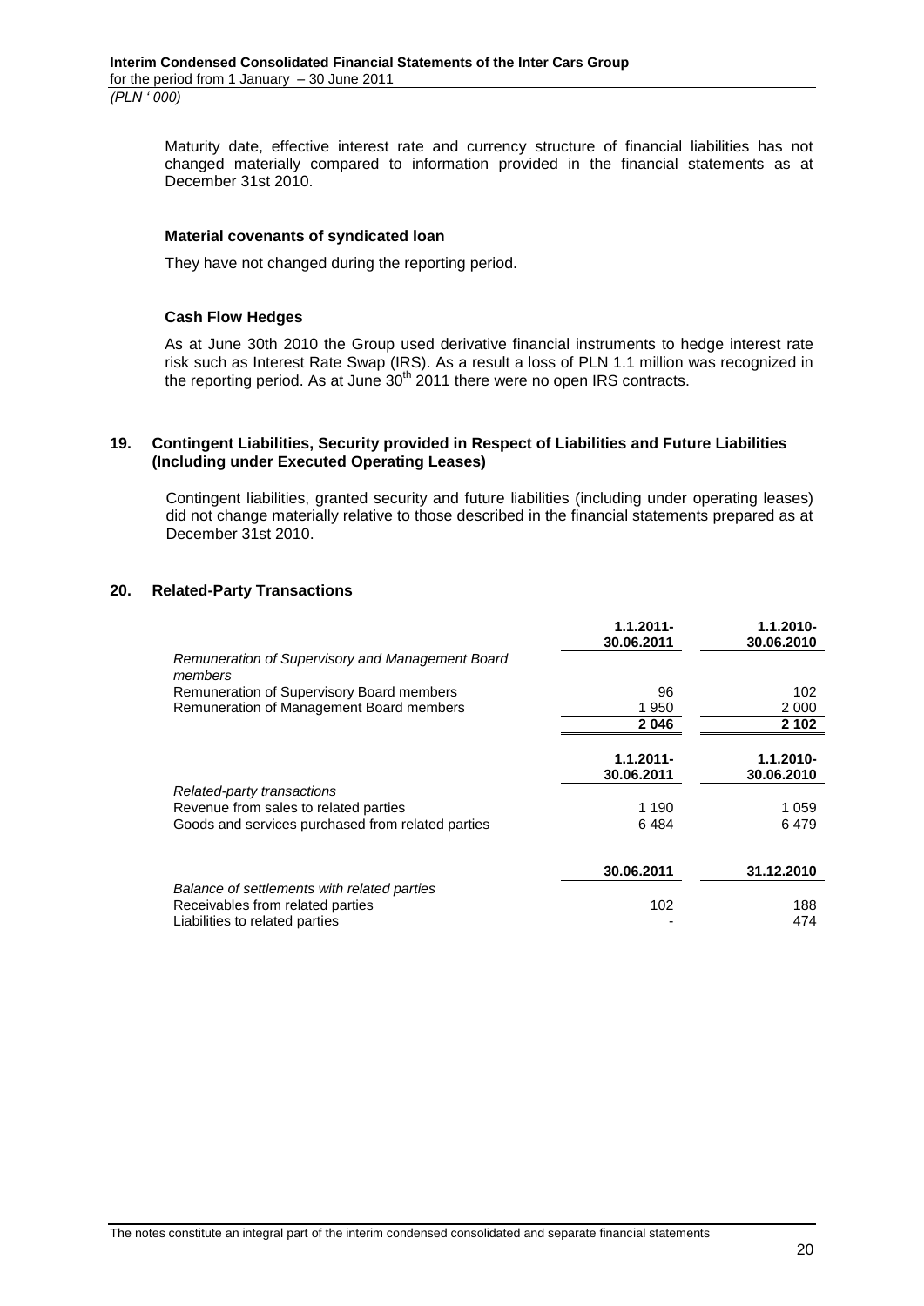Maturity date, effective interest rate and currency structure of financial liabilities has not changed materially compared to information provided in the financial statements as at December 31st 2010.

**Material covenants of syndicated loan**

They have not changed during the reporting period.

**Cash Flow Hedges**

As at June 30th 2010 the Group used derivative financial instruments to hedge interest rate risk such as Interest Rate Swap (IRS). As a result a loss of PLN 1.1 million was recognized in the reporting period. As at June 30th 2011 there were no open IRS contracts.

## 19. Contingent Liabilities, Security provided in Respect of Liabilities and Future Liabilities (Including under Executed Operating Leases)

Contingent liabilities, granted security and future liabilities (including under operating leases) did not change materially relative to those described in the financial statements prepared as at December 31st 2010.

## 20. Related-Party Transactions

| | 1.1.2011-30.06.2011 | 1.1.2010-30.06.2010 |
|---|---|---|
| *Remuneration of Supervisory and Management Board members* | | |
| Remuneration of Supervisory Board members | 96 | 102 |
| Remuneration of Management Board members | 1 950 | 2 000 |
| | **2 046** | **2 102** |

| | 1.1.2011-30.06.2011 | 1.1.2010-30.06.2010 |
|---|---|---|
| *Related-party transactions* | | |
| Revenue from sales to related parties | 1 190 | 1 059 |
| Goods and services purchased from related parties | 6 484 | 6 479 |

| | 30.06.2011 | 31.12.2010 |
|---|---|---|
| *Balance of settlements with related parties* | | |
| Receivables from related parties | 102 | 188 |
| Liabilities to related parties | - | 474 |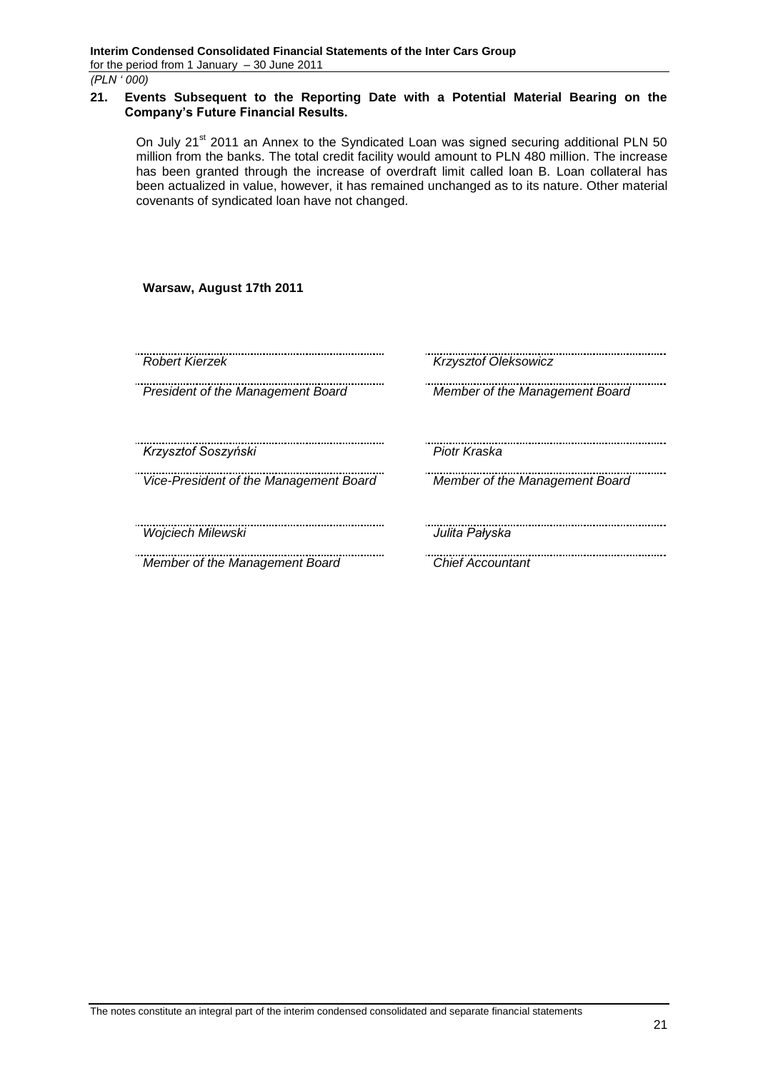## 21. Events Subsequent to the Reporting Date with a Potential Material Bearing on the Company's Future Financial Results.

On July 21st 2011 an Annex to the Syndicated Loan was signed securing additional PLN 50 million from the banks. The total credit facility would amount to PLN 480 million. The increase has been granted through the increase of overdraft limit called loan B. Loan collateral has been actualized in value, however, it has remained unchanged as to its nature. Other material covenants of syndicated loan have not changed.

**Warsaw, August 17th 2011**

| | |
|---|---|
| *Robert Kierzek* | *Krzysztof Oleksowicz* |
| *President of the Management Board* | *Member of the Management Board* |
| *Krzysztof Soszyński* | *Piotr Kraska* |
| *Vice-President of the Management Board* | *Member of the Management Board* |
| *Wojciech Milewski* | *Julita Pałyska* |
| *Member of the Management Board* | *Chief Accountant* |

The notes constitute an integral part of the interim condensed consolidated and separate financial statements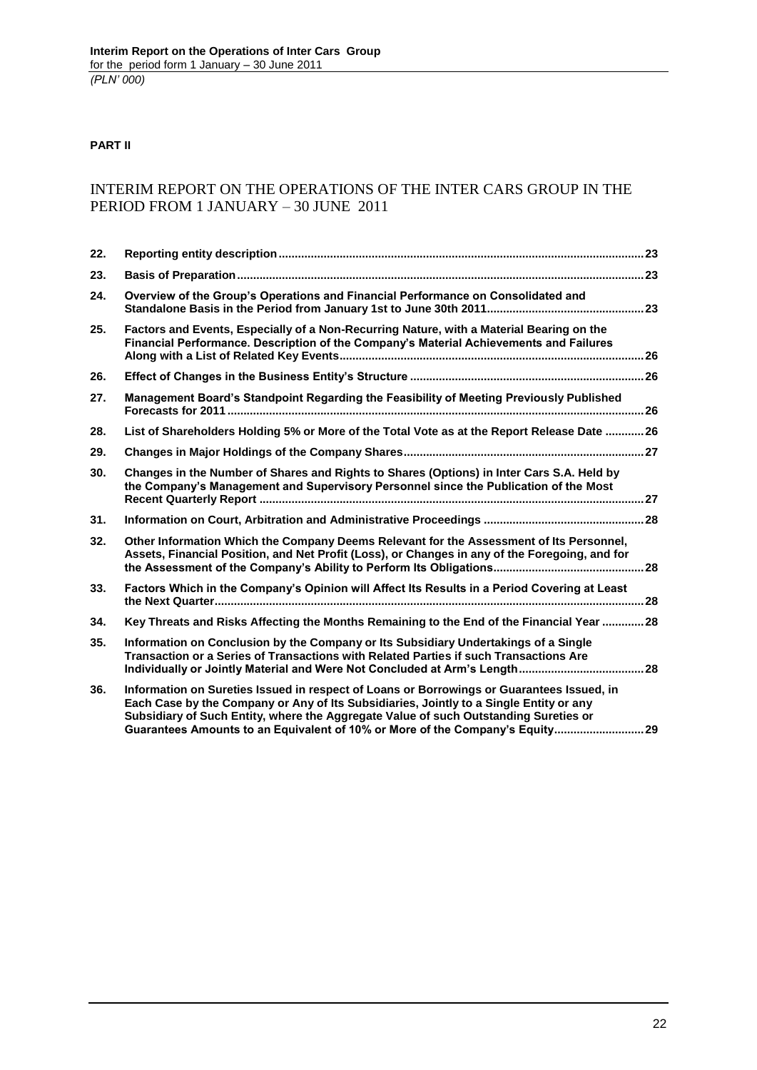**PART II**

# INTERIM REPORT ON THE OPERATIONS OF THE INTER CARS GROUP IN THE PERIOD FROM 1 JANUARY – 30 JUNE 2011

| | | |
|---|---|---|
| 22. | **Reporting entity description** | 23 |
| 23. | **Basis of Preparation** | 23 |
| 24. | **Overview of the Group's Operations and Financial Performance on Consolidated and Standalone Basis in the Period from January 1st to June 30th 2011** | 23 |
| 25. | **Factors and Events, Especially of a Non-Recurring Nature, with a Material Bearing on the Financial Performance. Description of the Company's Material Achievements and Failures Along with a List of Related Key Events** | 26 |
| 26. | **Effect of Changes in the Business Entity's Structure** | 26 |
| 27. | **Management Board's Standpoint Regarding the Feasibility of Meeting Previously Published Forecasts for 2011** | 26 |
| 28. | **List of Shareholders Holding 5% or More of the Total Vote as at the Report Release Date** | 26 |
| 29. | **Changes in Major Holdings of the Company Shares** | 27 |
| 30. | **Changes in the Number of Shares and Rights to Shares (Options) in Inter Cars S.A. Held by the Company's Management and Supervisory Personnel since the Publication of the Most Recent Quarterly Report** | 27 |
| 31. | **Information on Court, Arbitration and Administrative Proceedings** | 28 |
| 32. | **Other Information Which the Company Deems Relevant for the Assessment of Its Personnel, Assets, Financial Position, and Net Profit (Loss), or Changes in any of the Foregoing, and for the Assessment of the Company's Ability to Perform Its Obligations** | 28 |
| 33. | **Factors Which in the Company's Opinion will Affect Its Results in a Period Covering at Least the Next Quarter** | 28 |
| 34. | **Key Threats and Risks Affecting the Months Remaining to the End of the Financial Year** | 28 |
| 35. | **Information on Conclusion by the Company or Its Subsidiary Undertakings of a Single Transaction or a Series of Transactions with Related Parties if such Transactions Are Individually or Jointly Material and Were Not Concluded at Arm's Length** | 28 |
| 36. | **Information on Sureties Issued in respect of Loans or Borrowings or Guarantees Issued, in Each Case by the Company or Any of Its Subsidiaries, Jointly to a Single Entity or any Subsidiary of Such Entity, where the Aggregate Value of such Outstanding Sureties or Guarantees Amounts to an Equivalent of 10% or More of the Company's Equity** | 29 |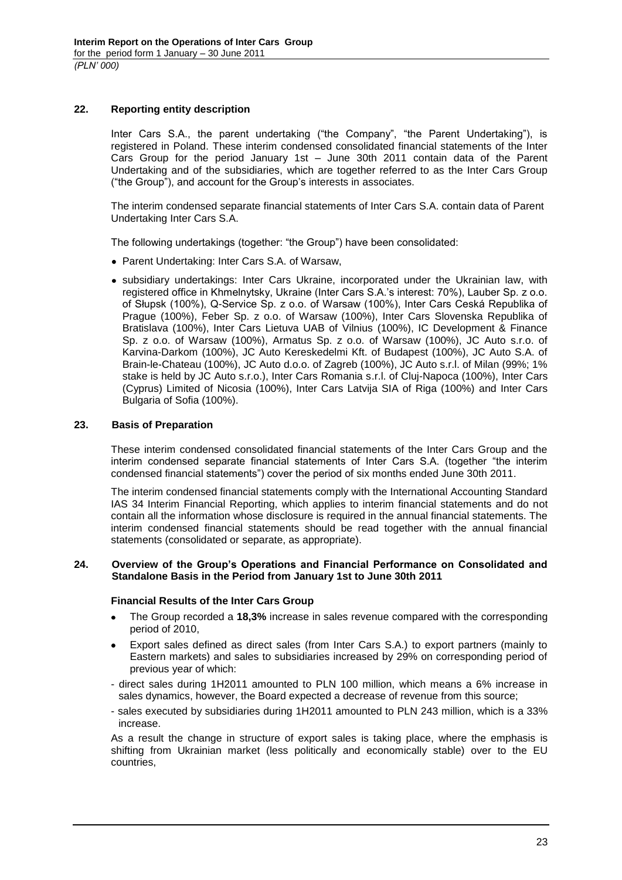## 22. Reporting entity description

Inter Cars S.A., the parent undertaking ("the Company", "the Parent Undertaking"), is registered in Poland. These interim condensed consolidated financial statements of the Inter Cars Group for the period January 1st – June 30th 2011 contain data of the Parent Undertaking and of the subsidiaries, which are together referred to as the Inter Cars Group ("the Group"), and account for the Group's interests in associates.

The interim condensed separate financial statements of Inter Cars S.A. contain data of Parent Undertaking Inter Cars S.A.

The following undertakings (together: "the Group") have been consolidated:

- Parent Undertaking: Inter Cars S.A. of Warsaw,
- subsidiary undertakings: Inter Cars Ukraine, incorporated under the Ukrainian law, with registered office in Khmelnytsky, Ukraine (Inter Cars S.A.'s interest: 70%), Lauber Sp. z o.o. of Słupsk (100%), Q-Service Sp. z o.o. of Warsaw (100%), Inter Cars Ceská Republika of Prague (100%), Feber Sp. z o.o. of Warsaw (100%), Inter Cars Slovenska Republika of Bratislava (100%), Inter Cars Lietuva UAB of Vilnius (100%), IC Development & Finance Sp. z o.o. of Warsaw (100%), Armatus Sp. z o.o. of Warsaw (100%), JC Auto s.r.o. of Karvina-Darkom (100%), JC Auto Kereskedelmi Kft. of Budapest (100%), JC Auto S.A. of Brain-le-Chateau (100%), JC Auto d.o.o. of Zagreb (100%), JC Auto s.r.l. of Milan (99%; 1% stake is held by JC Auto s.r.o.), Inter Cars Romania s.r.l. of Cluj-Napoca (100%), Inter Cars (Cyprus) Limited of Nicosia (100%), Inter Cars Latvija SIA of Riga (100%) and Inter Cars Bulgaria of Sofia (100%).

## 23. Basis of Preparation

These interim condensed consolidated financial statements of the Inter Cars Group and the interim condensed separate financial statements of Inter Cars S.A. (together "the interim condensed financial statements") cover the period of six months ended June 30th 2011.

The interim condensed financial statements comply with the International Accounting Standard IAS 34 Interim Financial Reporting, which applies to interim financial statements and do not contain all the information whose disclosure is required in the annual financial statements. The interim condensed financial statements should be read together with the annual financial statements (consolidated or separate, as appropriate).

## 24. Overview of the Group's Operations and Financial Performance on Consolidated and Standalone Basis in the Period from January 1st to June 30th 2011

**Financial Results of the Inter Cars Group**

- The Group recorded a **18,3%** increase in sales revenue compared with the corresponding period of 2010,
- Export sales defined as direct sales (from Inter Cars S.A.) to export partners (mainly to Eastern markets) and sales to subsidiaries increased by 29% on corresponding period of previous year of which:

- direct sales during 1H2011 amounted to PLN 100 million, which means a 6% increase in sales dynamics, however, the Board expected a decrease of revenue from this source;
- sales executed by subsidiaries during 1H2011 amounted to PLN 243 million, which is a 33% increase.

As a result the change in structure of export sales is taking place, where the emphasis is shifting from Ukrainian market (less politically and economically stable) over to the EU countries,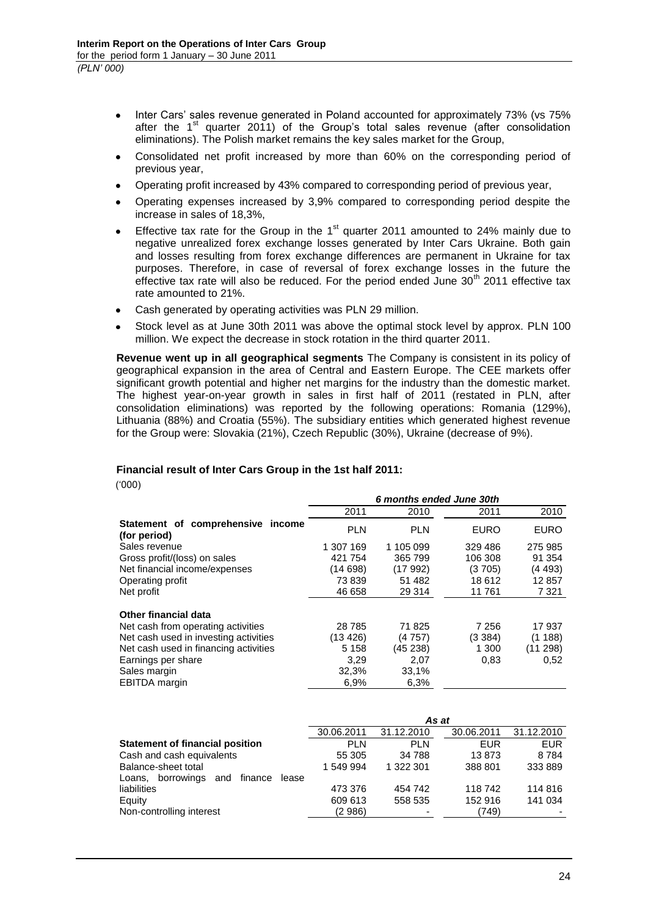- Inter Cars' sales revenue generated in Poland accounted for approximately 73% (vs 75% after the 1st quarter 2011) of the Group's total sales revenue (after consolidation eliminations). The Polish market remains the key sales market for the Group,
- Consolidated net profit increased by more than 60% on the corresponding period of previous year,
- Operating profit increased by 43% compared to corresponding period of previous year,
- Operating expenses increased by 3,9% compared to corresponding period despite the increase in sales of 18,3%,
- Effective tax rate for the Group in the 1st quarter 2011 amounted to 24% mainly due to negative unrealized forex exchange losses generated by Inter Cars Ukraine. Both gain and losses resulting from forex exchange differences are permanent in Ukraine for tax purposes. Therefore, in case of reversal of forex exchange losses in the future the effective tax rate will also be reduced. For the period ended June 30th 2011 effective tax rate amounted to 21%.
- Cash generated by operating activities was PLN 29 million.
- Stock level as at June 30th 2011 was above the optimal stock level by approx. PLN 100 million. We expect the decrease in stock rotation in the third quarter 2011.

**Revenue went up in all geographical segments** The Company is consistent in its policy of geographical expansion in the area of Central and Eastern Europe. The CEE markets offer significant growth potential and higher net margins for the industry than the domestic market. The highest year-on-year growth in sales in first half of 2011 (restated in PLN, after consolidation eliminations) was reported by the following operations: Romania (129%), Lithuania (88%) and Croatia (55%). The subsidiary entities which generated highest revenue for the Group were: Slovakia (21%), Czech Republic (30%), Ukraine (decrease of 9%).

**Financial result of Inter Cars Group in the 1st half 2011:**

('000)

| | *6 months ended June 30th* | | | |
|---|---|---|---|---|
| | 2011 | 2010 | 2011 | 2010 |
| **Statement of comprehensive income (for period)** | PLN | PLN | EURO | EURO |
| Sales revenue | 1 307 169 | 1 105 099 | 329 486 | 275 985 |
| Gross profit/(loss) on sales | 421 754 | 365 799 | 106 308 | 91 354 |
| Net financial income/expenses | (14 698) | (17 992) | (3 705) | (4 493) |
| Operating profit | 73 839 | 51 482 | 18 612 | 12 857 |
| Net profit | 46 658 | 29 314 | 11 761 | 7 321 |
| **Other financial data** | | | | |
| Net cash from operating activities | 28 785 | 71 825 | 7 256 | 17 937 |
| Net cash used in investing activities | (13 426) | (4 757) | (3 384) | (1 188) |
| Net cash used in financing activities | 5 158 | (45 238) | 1 300 | (11 298) |
| Earnings per share | 3,29 | 2,07 | 0,83 | 0,52 |
| Sales margin | 32,3% | 33,1% | | |
| EBITDA margin | 6,9% | 6,3% | | |

| | *As at* | | | |
|---|---|---|---|---|
| | 30.06.2011 | 31.12.2010 | 30.06.2011 | 31.12.2010 |
| **Statement of financial position** | PLN | PLN | EUR | EUR |
| Cash and cash equivalents | 55 305 | 34 788 | 13 873 | 8 784 |
| Balance-sheet total | 1 549 994 | 1 322 301 | 388 801 | 333 889 |
| Loans, borrowings and finance lease liabilities | 473 376 | 454 742 | 118 742 | 114 816 |
| Equity | 609 613 | 558 535 | 152 916 | 141 034 |
| Non-controlling interest | (2 986) | - | (749) | - |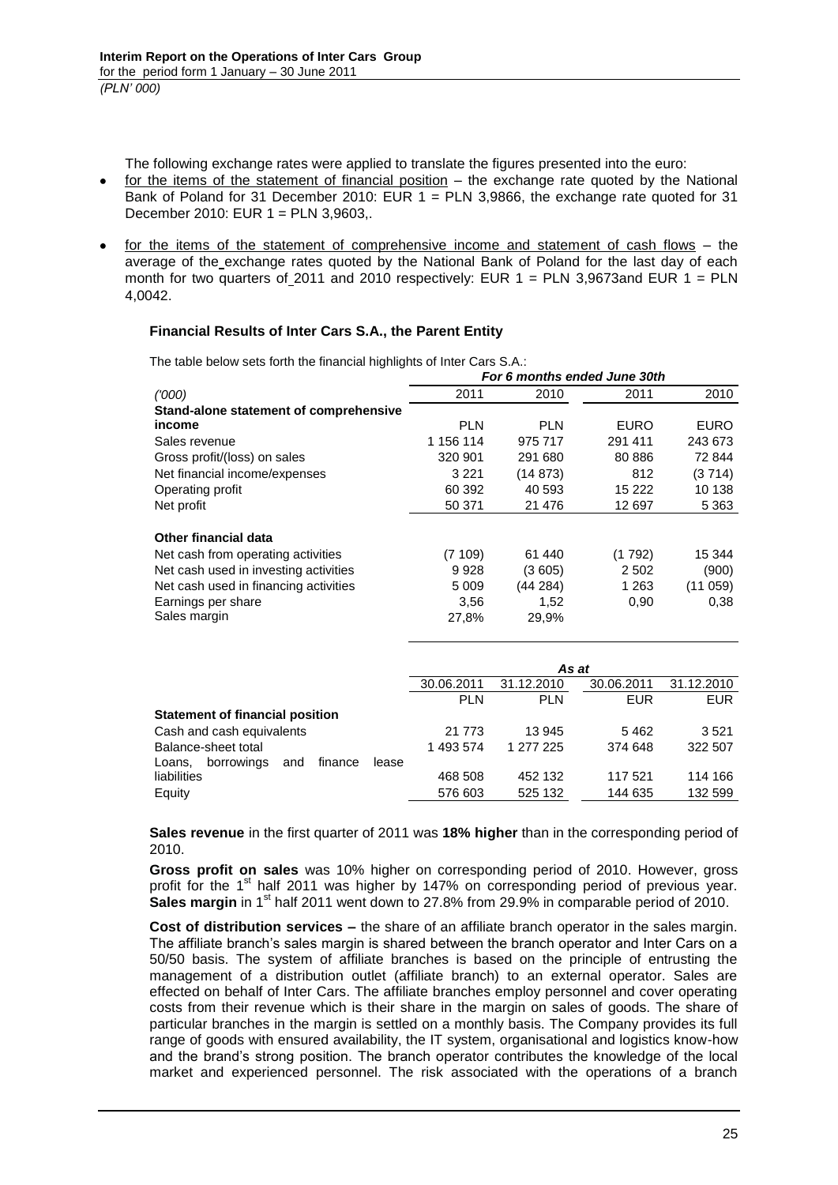The following exchange rates were applied to translate the figures presented into the euro:

- for the items of the statement of financial position – the exchange rate quoted by the National Bank of Poland for 31 December 2010: EUR 1 = PLN 3,9866, the exchange rate quoted for 31 December 2010: EUR 1 = PLN 3,9603,.
- for the items of the statement of comprehensive income and statement of cash flows – the average of the exchange rates quoted by the National Bank of Poland for the last day of each month for two quarters of 2011 and 2010 respectively: EUR 1 = PLN 3,9673and EUR 1 = PLN 4,0042.

### Financial Results of Inter Cars S.A., the Parent Entity

The table below sets forth the financial highlights of Inter Cars S.A.:

| | *For 6 months ended June 30th* | | | |
|---|---|---|---|---|
| *('000)* | 2011 | 2010 | 2011 | 2010 |
| **Stand-alone statement of comprehensive income** | PLN | PLN | EURO | EURO |
| Sales revenue | 1 156 114 | 975 717 | 291 411 | 243 673 |
| Gross profit/(loss) on sales | 320 901 | 291 680 | 80 886 | 72 844 |
| Net financial income/expenses | 3 221 | (14 873) | 812 | (3 714) |
| Operating profit | 60 392 | 40 593 | 15 222 | 10 138 |
| Net profit | 50 371 | 21 476 | 12 697 | 5 363 |
| **Other financial data** | | | | |
| Net cash from operating activities | (7 109) | 61 440 | (1 792) | 15 344 |
| Net cash used in investing activities | 9 928 | (3 605) | 2 502 | (900) |
| Net cash used in financing activities | 5 009 | (44 284) | 1 263 | (11 059) |
| Earnings per share | 3,56 | 1,52 | 0,90 | 0,38 |
| Sales margin | 27,8% | 29,9% | | |

| | *As at* | | | |
|---|---|---|---|---|
| | 30.06.2011 | 31.12.2010 | 30.06.2011 | 31.12.2010 |
| | PLN | PLN | EUR | EUR |
| **Statement of financial position** | | | | |
| Cash and cash equivalents | 21 773 | 13 945 | 5 462 | 3 521 |
| Balance-sheet total | 1 493 574 | 1 277 225 | 374 648 | 322 507 |
| Loans, borrowings and finance lease liabilities | 468 508 | 452 132 | 117 521 | 114 166 |
| Equity | 576 603 | 525 132 | 144 635 | 132 599 |

**Sales revenue** in the first quarter of 2011 was **18% higher** than in the corresponding period of 2010.

**Gross profit on sales** was 10% higher on corresponding period of 2010. However, gross profit for the 1st half 2011 was higher by 147% on corresponding period of previous year. **Sales margin** in 1st half 2011 went down to 27.8% from 29.9% in comparable period of 2010.

**Cost of distribution services –** the share of an affiliate branch operator in the sales margin. The affiliate branch's sales margin is shared between the branch operator and Inter Cars on a 50/50 basis. The system of affiliate branches is based on the principle of entrusting the management of a distribution outlet (affiliate branch) to an external operator. Sales are effected on behalf of Inter Cars. The affiliate branches employ personnel and cover operating costs from their revenue which is their share in the margin on sales of goods. The share of particular branches in the margin is settled on a monthly basis. The Company provides its full range of goods with ensured availability, the IT system, organisational and logistics know-how and the brand's strong position. The branch operator contributes the knowledge of the local market and experienced personnel. The risk associated with the operations of a branch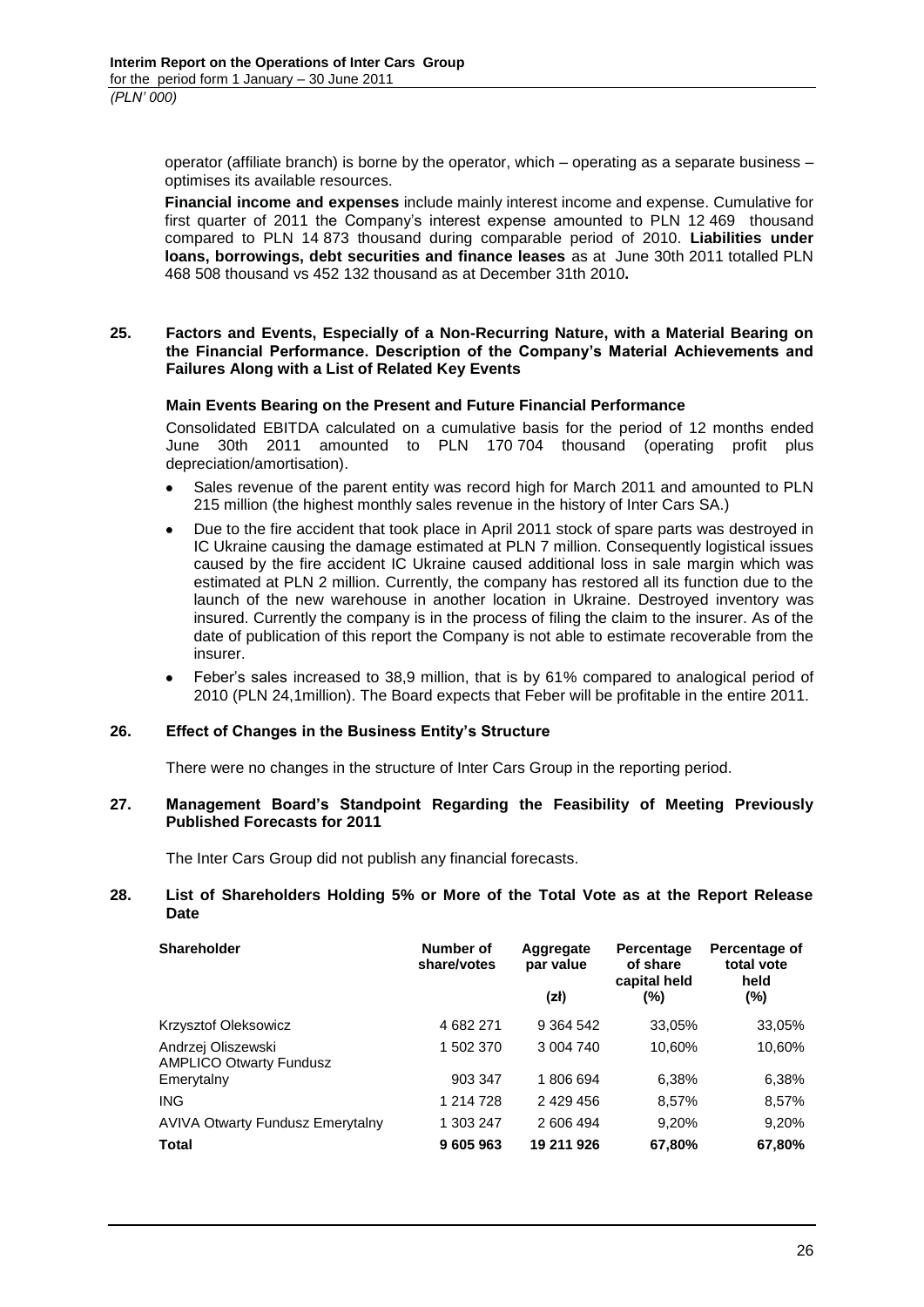operator (affiliate branch) is borne by the operator, which – operating as a separate business – optimises its available resources.

**Financial income and expenses** include mainly interest income and expense. Cumulative for first quarter of 2011 the Company's interest expense amounted to PLN 12 469 thousand compared to PLN 14 873 thousand during comparable period of 2010. **Liabilities under loans, borrowings, debt securities and finance leases** as at June 30th 2011 totalled PLN 468 508 thousand vs 452 132 thousand as at December 31th 2010**.**

## 25. Factors and Events, Especially of a Non-Recurring Nature, with a Material Bearing on the Financial Performance. Description of the Company's Material Achievements and Failures Along with a List of Related Key Events

### Main Events Bearing on the Present and Future Financial Performance

Consolidated EBITDA calculated on a cumulative basis for the period of 12 months ended June 30th 2011 amounted to PLN 170 704 thousand (operating profit plus depreciation/amortisation).

- Sales revenue of the parent entity was record high for March 2011 and amounted to PLN 215 million (the highest monthly sales revenue in the history of Inter Cars SA.)
- Due to the fire accident that took place in April 2011 stock of spare parts was destroyed in IC Ukraine causing the damage estimated at PLN 7 million. Consequently logistical issues caused by the fire accident IC Ukraine caused additional loss in sale margin which was estimated at PLN 2 million. Currently, the company has restored all its function due to the launch of the new warehouse in another location in Ukraine. Destroyed inventory was insured. Currently the company is in the process of filing the claim to the insurer. As of the date of publication of this report the Company is not able to estimate recoverable from the insurer.
- Feber's sales increased to 38,9 million, that is by 61% compared to analogical period of 2010 (PLN 24,1million). The Board expects that Feber will be profitable in the entire 2011.

## 26. Effect of Changes in the Business Entity's Structure

There were no changes in the structure of Inter Cars Group in the reporting period.

## 27. Management Board's Standpoint Regarding the Feasibility of Meeting Previously Published Forecasts for 2011

The Inter Cars Group did not publish any financial forecasts.

## 28. List of Shareholders Holding 5% or More of the Total Vote as at the Report Release Date

| Shareholder | Number of share/votes | Aggregate par value (zł) | Percentage of share capital held (%) | Percentage of total vote held (%) |
|---|---|---|---|---|
| Krzysztof Oleksowicz | 4 682 271 | 9 364 542 | 33,05% | 33,05% |
| Andrzej Oliszewski | 1 502 370 | 3 004 740 | 10,60% | 10,60% |
| AMPLICO Otwarty Fundusz Emerytalny | 903 347 | 1 806 694 | 6,38% | 6,38% |
| ING | 1 214 728 | 2 429 456 | 8,57% | 8,57% |
| AVIVA Otwarty Fundusz Emerytalny | 1 303 247 | 2 606 494 | 9,20% | 9,20% |
| **Total** | **9 605 963** | **19 211 926** | **67,80%** | **67,80%** |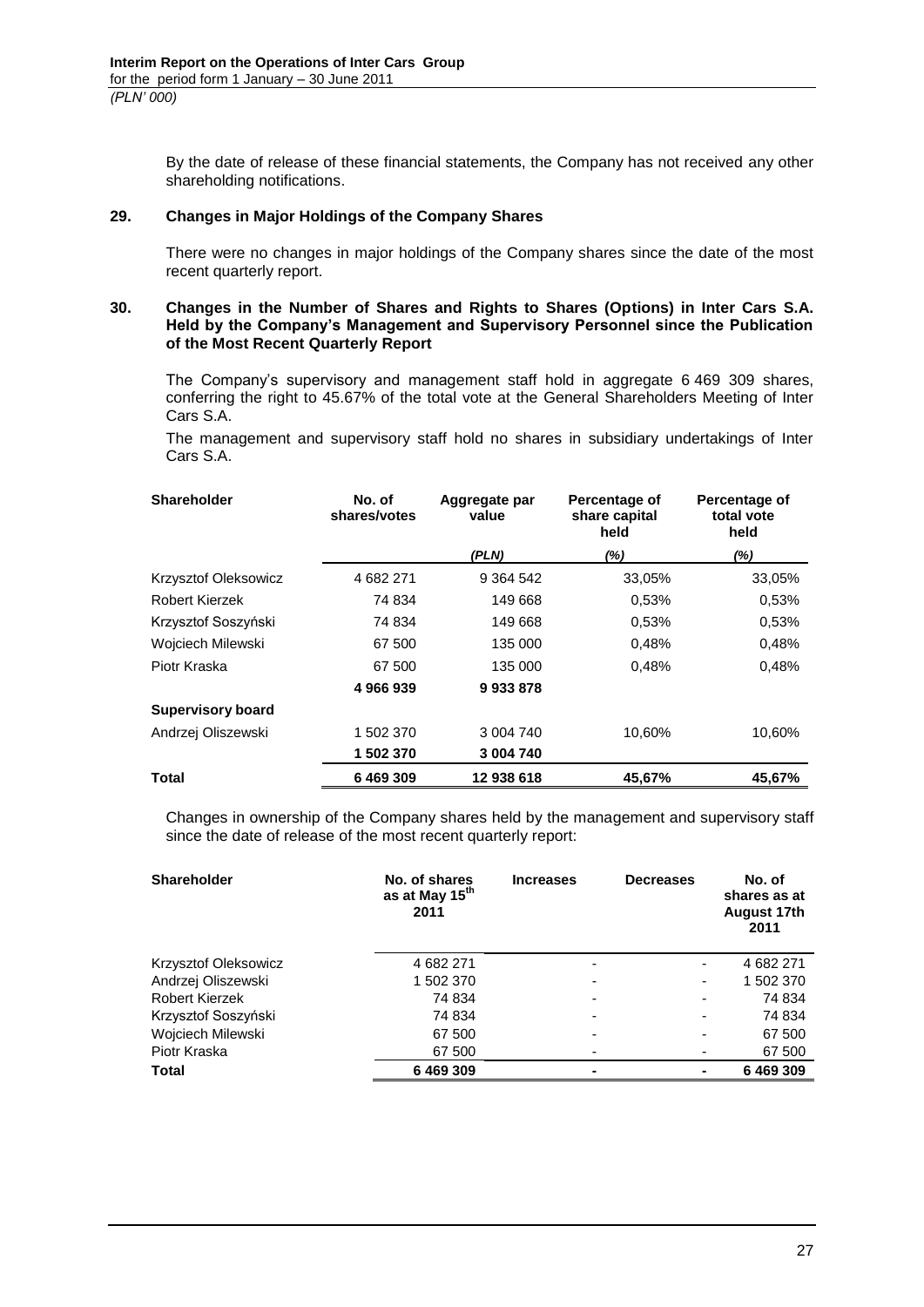By the date of release of these financial statements, the Company has not received any other shareholding notifications.

## 29. Changes in Major Holdings of the Company Shares

There were no changes in major holdings of the Company shares since the date of the most recent quarterly report.

## 30. Changes in the Number of Shares and Rights to Shares (Options) in Inter Cars S.A. Held by the Company's Management and Supervisory Personnel since the Publication of the Most Recent Quarterly Report

The Company's supervisory and management staff hold in aggregate 6 469 309 shares, conferring the right to 45.67% of the total vote at the General Shareholders Meeting of Inter Cars S.A.

The management and supervisory staff hold no shares in subsidiary undertakings of Inter Cars S.A.

| Shareholder | No. of shares/votes | Aggregate par value | Percentage of share capital held | Percentage of total vote held |
|---|---|---|---|---|
| | | *(PLN)* | *(%)* | *(%)* |
| Krzysztof Oleksowicz | 4 682 271 | 9 364 542 | 33,05% | 33,05% |
| Robert Kierzek | 74 834 | 149 668 | 0,53% | 0,53% |
| Krzysztof Soszyński | 74 834 | 149 668 | 0,53% | 0,53% |
| Wojciech Milewski | 67 500 | 135 000 | 0,48% | 0,48% |
| Piotr Kraska | 67 500 | 135 000 | 0,48% | 0,48% |
| | **4 966 939** | **9 933 878** | | |
| **Supervisory board** | | | | |
| Andrzej Oliszewski | 1 502 370 | 3 004 740 | 10,60% | 10,60% |
| | **1 502 370** | **3 004 740** | | |
| **Total** | **6 469 309** | **12 938 618** | **45,67%** | **45,67%** |

Changes in ownership of the Company shares held by the management and supervisory staff since the date of release of the most recent quarterly report:

| Shareholder | No. of shares as at May 15th 2011 | Increases | Decreases | No. of shares as at August 17th 2011 |
|---|---|---|---|---|
| Krzysztof Oleksowicz | 4 682 271 | - | - | 4 682 271 |
| Andrzej Oliszewski | 1 502 370 | - | - | 1 502 370 |
| Robert Kierzek | 74 834 | - | - | 74 834 |
| Krzysztof Soszyński | 74 834 | - | - | 74 834 |
| Wojciech Milewski | 67 500 | - | - | 67 500 |
| Piotr Kraska | 67 500 | - | - | 67 500 |
| **Total** | **6 469 309** | **-** | **-** | **6 469 309** |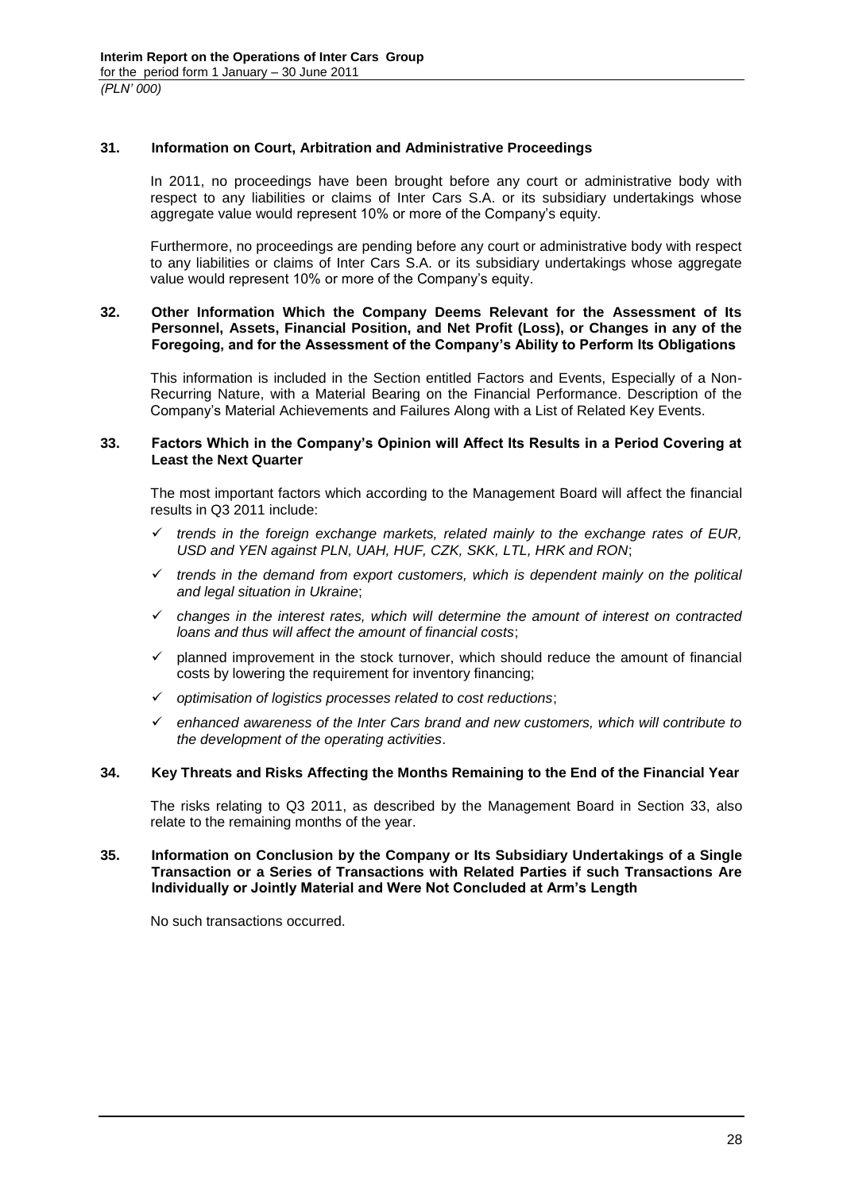## 31. Information on Court, Arbitration and Administrative Proceedings

In 2011, no proceedings have been brought before any court or administrative body with respect to any liabilities or claims of Inter Cars S.A. or its subsidiary undertakings whose aggregate value would represent 10% or more of the Company's equity.

Furthermore, no proceedings are pending before any court or administrative body with respect to any liabilities or claims of Inter Cars S.A. or its subsidiary undertakings whose aggregate value would represent 10% or more of the Company's equity.

## 32. Other Information Which the Company Deems Relevant for the Assessment of Its Personnel, Assets, Financial Position, and Net Profit (Loss), or Changes in any of the Foregoing, and for the Assessment of the Company's Ability to Perform Its Obligations

This information is included in the Section entitled Factors and Events, Especially of a Non-Recurring Nature, with a Material Bearing on the Financial Performance. Description of the Company's Material Achievements and Failures Along with a List of Related Key Events.

## 33. Factors Which in the Company's Opinion will Affect Its Results in a Period Covering at Least the Next Quarter

The most important factors which according to the Management Board will affect the financial results in Q3 2011 include:

- ✓ *trends in the foreign exchange markets, related mainly to the exchange rates of EUR, USD and YEN against PLN, UAH, HUF, CZK, SKK, LTL, HRK and RON*;
- ✓ *trends in the demand from export customers, which is dependent mainly on the political and legal situation in Ukraine*;
- ✓ *changes in the interest rates, which will determine the amount of interest on contracted loans and thus will affect the amount of financial costs*;
- ✓ planned improvement in the stock turnover, which should reduce the amount of financial costs by lowering the requirement for inventory financing;
- ✓ *optimisation of logistics processes related to cost reductions*;
- ✓ *enhanced awareness of the Inter Cars brand and new customers, which will contribute to the development of the operating activities*.

## 34. Key Threats and Risks Affecting the Months Remaining to the End of the Financial Year

The risks relating to Q3 2011, as described by the Management Board in Section 33, also relate to the remaining months of the year.

## 35. Information on Conclusion by the Company or Its Subsidiary Undertakings of a Single Transaction or a Series of Transactions with Related Parties if such Transactions Are Individually or Jointly Material and Were Not Concluded at Arm's Length

No such transactions occurred.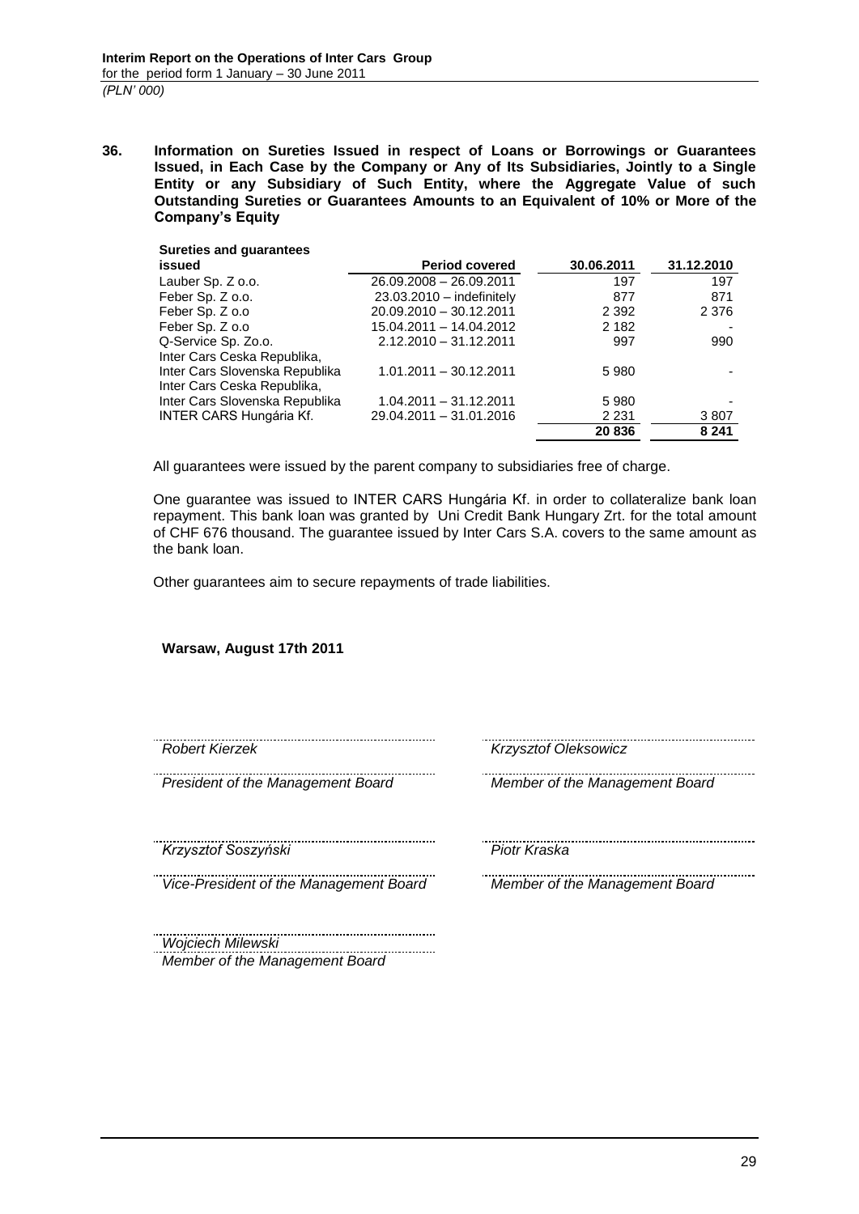**36. Information on Sureties Issued in respect of Loans or Borrowings or Guarantees Issued, in Each Case by the Company or Any of Its Subsidiaries, Jointly to a Single Entity or any Subsidiary of Such Entity, where the Aggregate Value of such Outstanding Sureties or Guarantees Amounts to an Equivalent of 10% or More of the Company's Equity**

| Sureties and guarantees issued | Period covered | 30.06.2011 | 31.12.2010 |
|---|---|---|---|
| Lauber Sp. Z o.o. | 26.09.2008 – 26.09.2011 | 197 | 197 |
| Feber Sp. Z o.o. | 23.03.2010 – indefinitely | 877 | 871 |
| Feber Sp. Z o.o | 20.09.2010 – 30.12.2011 | 2 392 | 2 376 |
| Feber Sp. Z o.o | 15.04.2011 – 14.04.2012 | 2 182 | - |
| Q-Service Sp. Zo.o. | 2.12.2010 – 31.12.2011 | 997 | 990 |
| Inter Cars Ceska Republika, Inter Cars Slovenska Republika | 1.01.2011 – 30.12.2011 | 5 980 | - |
| Inter Cars Ceska Republika, Inter Cars Slovenska Republika | 1.04.2011 – 31.12.2011 | 5 980 | - |
| INTER CARS Hungária Kf. | 29.04.2011 – 31.01.2016 | 2 231 | 3 807 |
| | | **20 836** | **8 241** |

All guarantees were issued by the parent company to subsidiaries free of charge.

One guarantee was issued to INTER CARS Hungária Kf. in order to collateralize bank loan repayment. This bank loan was granted by Uni Credit Bank Hungary Zrt. for the total amount of CHF 676 thousand. The guarantee issued by Inter Cars S.A. covers to the same amount as the bank loan.

Other guarantees aim to secure repayments of trade liabilities.

**Warsaw, August 17th 2011**

| | |
|---|---|
| *Robert Kierzek* | *Krzysztof Oleksowicz* |
| *President of the Management Board* | *Member of the Management Board* |
| *Krzysztof Soszyński* | *Piotr Kraska* |
| *Vice-President of the Management Board* | *Member of the Management Board* |
| *Wojciech Milewski* | |
| *Member of the Management Board* | |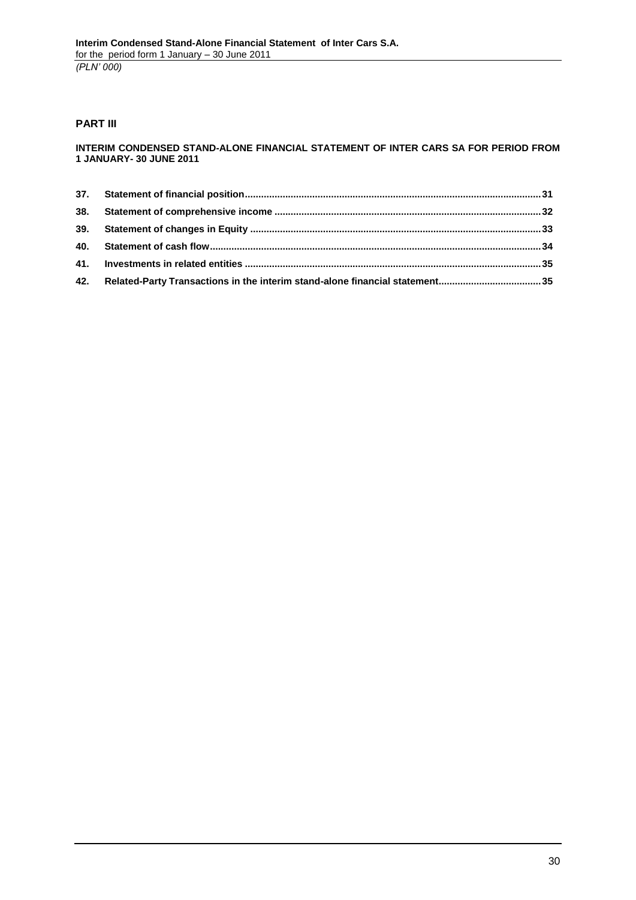## PART III

### INTERIM CONDENSED STAND-ALONE FINANCIAL STATEMENT OF INTER CARS SA FOR PERIOD FROM 1 JANUARY- 30 JUNE 2011

| | | |
|---|---|---|
| **37.** | **Statement of financial position** | **31** |
| **38.** | **Statement of comprehensive income** | **32** |
| **39.** | **Statement of changes in Equity** | **33** |
| **40.** | **Statement of cash flow** | **34** |
| **41.** | **Investments in related entities** | **35** |
| **42.** | **Related-Party Transactions in the interim stand-alone financial statement** | **35** |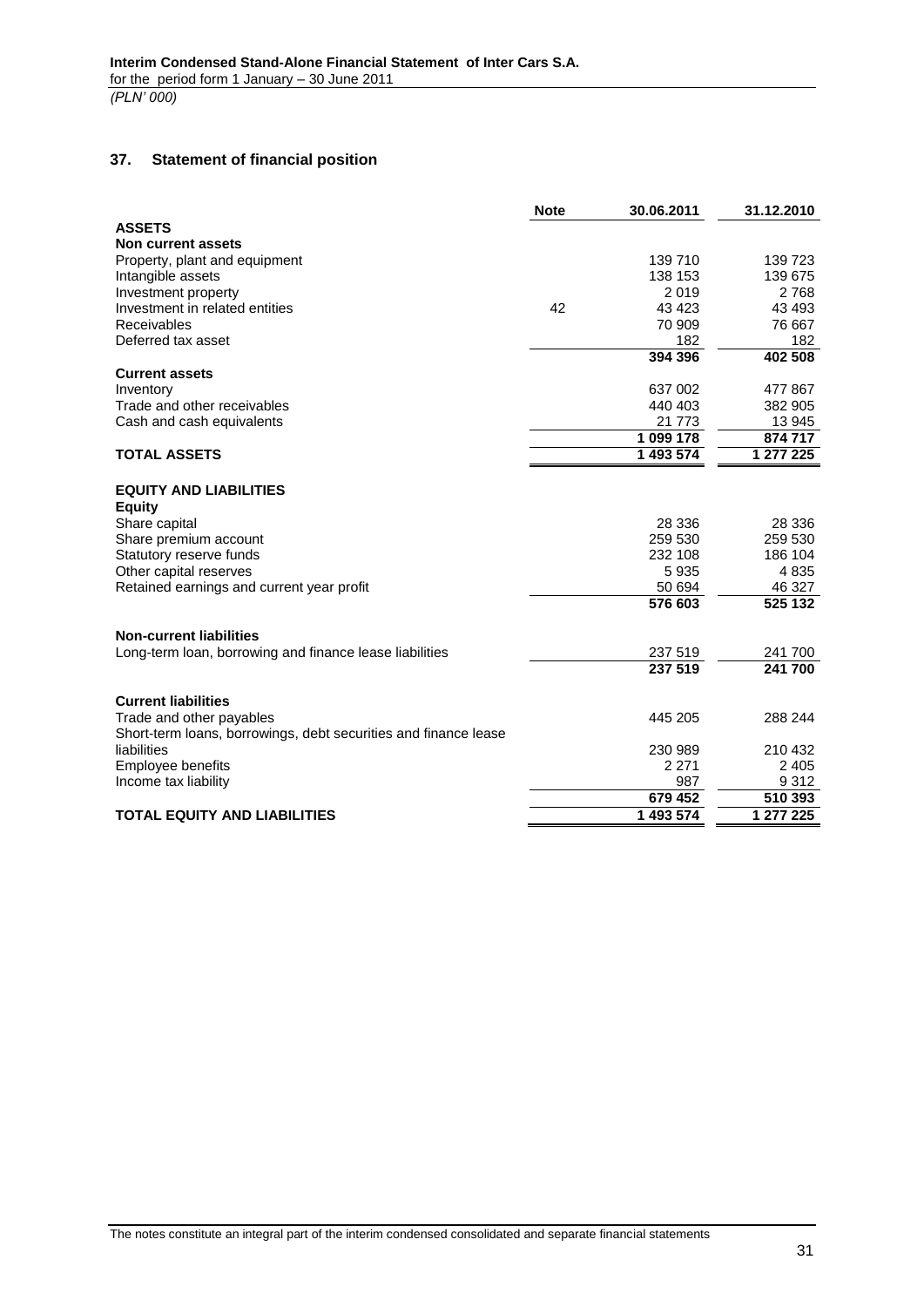## 37. Statement of financial position

| | Note | 30.06.2011 | 31.12.2010 |
|---|---|---|---|
| **ASSETS** | | | |
| **Non current assets** | | | |
| Property, plant and equipment | | 139 710 | 139 723 |
| Intangible assets | | 138 153 | 139 675 |
| Investment property | | 2 019 | 2 768 |
| Investment in related entities | 42 | 43 423 | 43 493 |
| Receivables | | 70 909 | 76 667 |
| Deferred tax asset | | 182 | 182 |
| | | **394 396** | **402 508** |
| **Current assets** | | | |
| Inventory | | 637 002 | 477 867 |
| Trade and other receivables | | 440 403 | 382 905 |
| Cash and cash equivalents | | 21 773 | 13 945 |
| | | **1 099 178** | **874 717** |
| **TOTAL ASSETS** | | **1 493 574** | **1 277 225** |
| | | | |
| **EQUITY AND LIABILITIES** | | | |
| **Equity** | | | |
| Share capital | | 28 336 | 28 336 |
| Share premium account | | 259 530 | 259 530 |
| Statutory reserve funds | | 232 108 | 186 104 |
| Other capital reserves | | 5 935 | 4 835 |
| Retained earnings and current year profit | | 50 694 | 46 327 |
| | | **576 603** | **525 132** |
| | | | |
| **Non-current liabilities** | | | |
| Long-term loan, borrowing and finance lease liabilities | | 237 519 | 241 700 |
| | | **237 519** | **241 700** |
| | | | |
| **Current liabilities** | | | |
| Trade and other payables | | 445 205 | 288 244 |
| Short-term loans, borrowings, debt securities and finance lease liabilities | | 230 989 | 210 432 |
| Employee benefits | | 2 271 | 2 405 |
| Income tax liability | | 987 | 9 312 |
| | | **679 452** | **510 393** |
| **TOTAL EQUITY AND LIABILITIES** | | **1 493 574** | **1 277 225** |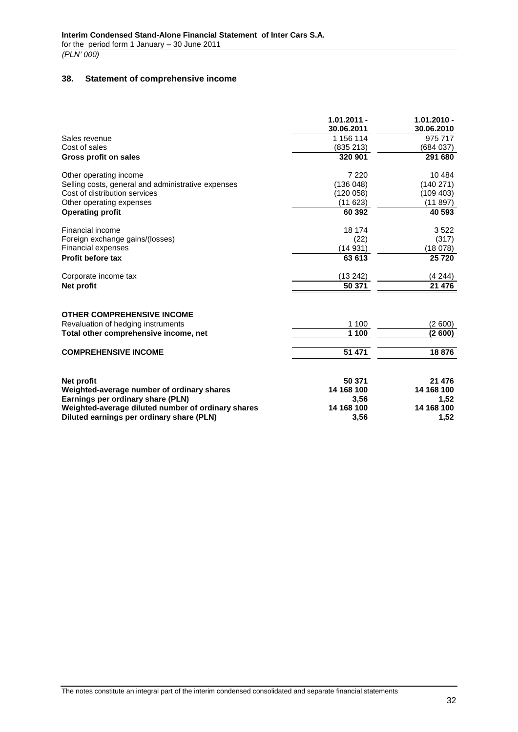## 38. Statement of comprehensive income

| | 1.01.2011 - 30.06.2011 | 1.01.2010 - 30.06.2010 |
|---|---|---|
| Sales revenue | 1 156 114 | 975 717 |
| Cost of sales | (835 213) | (684 037) |
| **Gross profit on sales** | **320 901** | **291 680** |
| | | |
| Other operating income | 7 220 | 10 484 |
| Selling costs, general and administrative expenses | (136 048) | (140 271) |
| Cost of distribution services | (120 058) | (109 403) |
| Other operating expenses | (11 623) | (11 897) |
| **Operating profit** | **60 392** | **40 593** |
| | | |
| Financial income | 18 174 | 3 522 |
| Foreign exchange gains/(losses) | (22) | (317) |
| Financial expenses | (14 931) | (18 078) |
| **Profit before tax** | **63 613** | **25 720** |
| | | |
| Corporate income tax | (13 242) | (4 244) |
| **Net profit** | **50 371** | **21 476** |
| | | |
| **OTHER COMPREHENSIVE INCOME** | | |
| Revaluation of hedging instruments | 1 100 | (2 600) |
| **Total other comprehensive income, net** | **1 100** | **(2 600)** |
| | | |
| **COMPREHENSIVE INCOME** | **51 471** | **18 876** |
| | | |
| **Net profit** | **50 371** | **21 476** |
| **Weighted-average number of ordinary shares** | **14 168 100** | **14 168 100** |
| **Earnings per ordinary share (PLN)** | **3,56** | **1,52** |
| **Weighted-average diluted number of ordinary shares** | **14 168 100** | **14 168 100** |
| **Diluted earnings per ordinary share (PLN)** | **3,56** | **1,52** |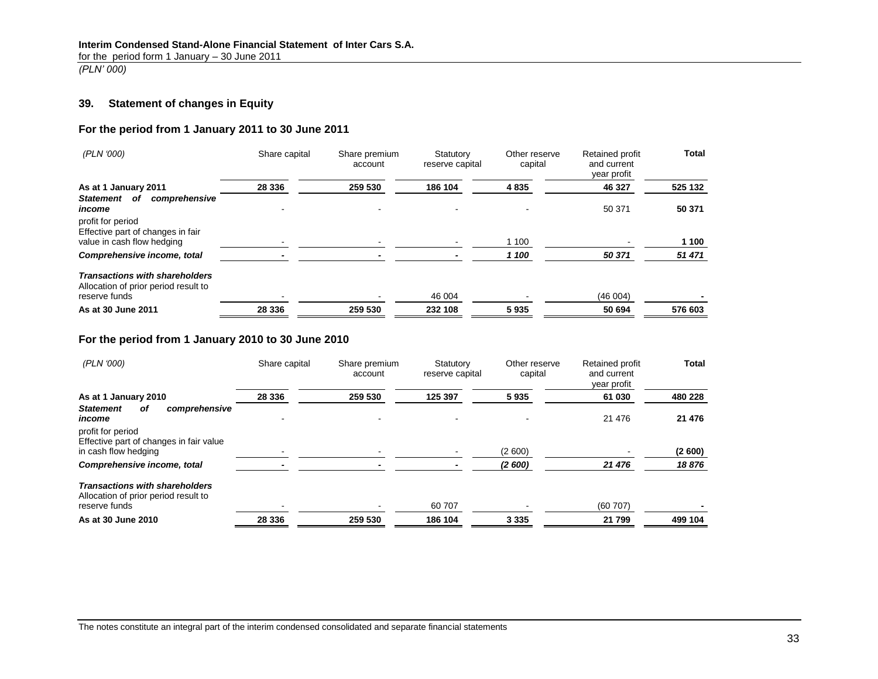## 39. Statement of changes in Equity

### For the period from 1 January 2011 to 30 June 2011

| *(PLN '000)* | Share capital | Share premium account | Statutory reserve capital | Other reserve capital | Retained profit and current year profit | **Total** |
|---|---|---|---|---|---|---|
| **As at 1 January 2011** | **28 336** | **259 530** | **186 104** | **4 835** | **46 327** | **525 132** |
| ***Statement of comprehensive income*** profit for period | - | - | - | - | 50 371 | **50 371** |
| Effective part of changes in fair value in cash flow hedging | - | - | - | 1 100 | - | **1 100** |
| ***Comprehensive income, total*** | **-** | **-** | **-** | ***1 100*** | ***50 371*** | ***51 471*** |
| ***Transactions with shareholders*** | | | | | | |
| Allocation of prior period result to reserve funds | - | - | 46 004 | - | (46 004) | **-** |
| **As at 30 June 2011** | **28 336** | **259 530** | **232 108** | **5 935** | **50 694** | **576 603** |

### For the period from 1 January 2010 to 30 June 2010

| *(PLN '000)* | Share capital | Share premium account | Statutory reserve capital | Other reserve capital | Retained profit and current year profit | **Total** |
|---|---|---|---|---|---|---|
| **As at 1 January 2010** | **28 336** | **259 530** | **125 397** | **5 935** | **61 030** | **480 228** |
| ***Statement of comprehensive income*** profit for period | - | - | - | - | 21 476 | **21 476** |
| Effective part of changes in fair value in cash flow hedging | - | - | - | (2 600) | - | **(2 600)** |
| ***Comprehensive income, total*** | **-** | **-** | **-** | ***(2 600)*** | ***21 476*** | ***18 876*** |
| ***Transactions with shareholders*** | | | | | | |
| Allocation of prior period result to reserve funds | - | - | 60 707 | - | (60 707) | **-** |
| **As at 30 June 2010** | **28 336** | **259 530** | **186 104** | **3 335** | **21 799** | **499 104** |

The notes constitute an integral part of the interim condensed consolidated and separate financial statements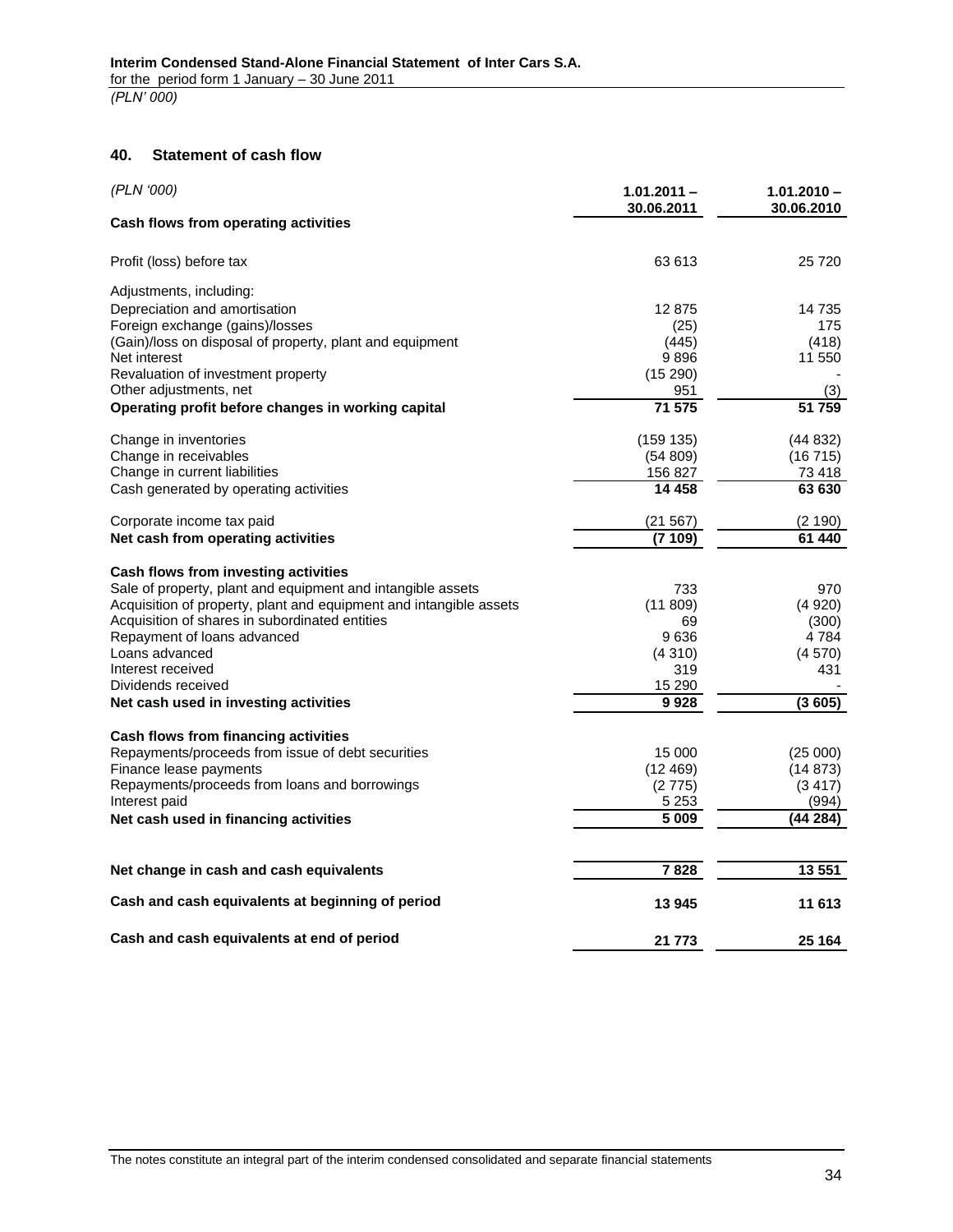## 40. Statement of cash flow

| *(PLN '000)* | 1.01.2011 – 30.06.2011 | 1.01.2010 – 30.06.2010 |
|---|---|---|
| **Cash flows from operating activities** | | |
| Profit (loss) before tax | 63 613 | 25 720 |
| Adjustments, including: | | |
| Depreciation and amortisation | 12 875 | 14 735 |
| Foreign exchange (gains)/losses | (25) | 175 |
| (Gain)/loss on disposal of property, plant and equipment | (445) | (418) |
| Net interest | 9 896 | 11 550 |
| Revaluation of investment property | (15 290) | - |
| Other adjustments, net | 951 | (3) |
| **Operating profit before changes in working capital** | **71 575** | **51 759** |
| Change in inventories | (159 135) | (44 832) |
| Change in receivables | (54 809) | (16 715) |
| Change in current liabilities | 156 827 | 73 418 |
| Cash generated by operating activities | **14 458** | **63 630** |
| Corporate income tax paid | (21 567) | (2 190) |
| **Net cash from operating activities** | **(7 109)** | **61 440** |
| **Cash flows from investing activities** | | |
| Sale of property, plant and equipment and intangible assets | 733 | 970 |
| Acquisition of property, plant and equipment and intangible assets | (11 809) | (4 920) |
| Acquisition of shares in subordinated entities | 69 | (300) |
| Repayment of loans advanced | 9 636 | 4 784 |
| Loans advanced | (4 310) | (4 570) |
| Interest received | 319 | 431 |
| Dividends received | 15 290 | - |
| **Net cash used in investing activities** | **9 928** | **(3 605)** |
| **Cash flows from financing activities** | | |
| Repayments/proceeds from issue of debt securities | 15 000 | (25 000) |
| Finance lease payments | (12 469) | (14 873) |
| Repayments/proceeds from loans and borrowings | (2 775) | (3 417) |
| Interest paid | 5 253 | (994) |
| **Net cash used in financing activities** | **5 009** | **(44 284)** |
| **Net change in cash and cash equivalents** | **7 828** | **13 551** |
| **Cash and cash equivalents at beginning of period** | **13 945** | **11 613** |
| **Cash and cash equivalents at end of period** | **21 773** | **25 164** |

The notes constitute an integral part of the interim condensed consolidated and separate financial statements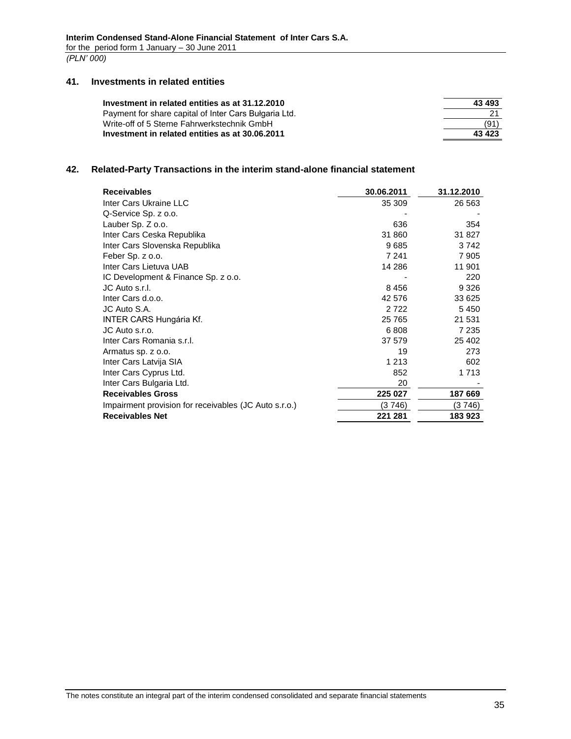## 41. Investments in related entities

| | |
|---|---|
| **Investment in related entities as at 31.12.2010** | **43 493** |
| Payment for share capital of Inter Cars Bułgaria Ltd. | 21 |
| Write-off of 5 Sterne Fahrwerkstechnik GmbH | (91) |
| **Investment in related entities as at 30.06.2011** | **43 423** |

## 42. Related-Party Transactions in the interim stand-alone financial statement

| **Receivables** | **30.06.2011** | **31.12.2010** |
|---|---|---|
| Inter Cars Ukraine LLC | 35 309 | 26 563 |
| Q-Service Sp. z o.o. | - | - |
| Lauber Sp. Z o.o. | 636 | 354 |
| Inter Cars Ceska Republika | 31 860 | 31 827 |
| Inter Cars Slovenska Republika | 9 685 | 3 742 |
| Feber Sp. z o.o. | 7 241 | 7 905 |
| Inter Cars Lietuva UAB | 14 286 | 11 901 |
| IC Development & Finance Sp. z o.o. | - | 220 |
| JC Auto s.r.l. | 8 456 | 9 326 |
| Inter Cars d.o.o. | 42 576 | 33 625 |
| JC Auto S.A. | 2 722 | 5 450 |
| INTER CARS Hungária Kf. | 25 765 | 21 531 |
| JC Auto s.r.o. | 6 808 | 7 235 |
| Inter Cars Romania s.r.l. | 37 579 | 25 402 |
| Armatus sp. z o.o. | 19 | 273 |
| Inter Cars Latvija SIA | 1 213 | 602 |
| Inter Cars Cyprus Ltd. | 852 | 1 713 |
| Inter Cars Bulgaria Ltd. | 20 | - |
| **Receivables Gross** | **225 027** | **187 669** |
| Impairment provision for receivables (JC Auto s.r.o.) | (3 746) | (3 746) |
| **Receivables Net** | **221 281** | **183 923** |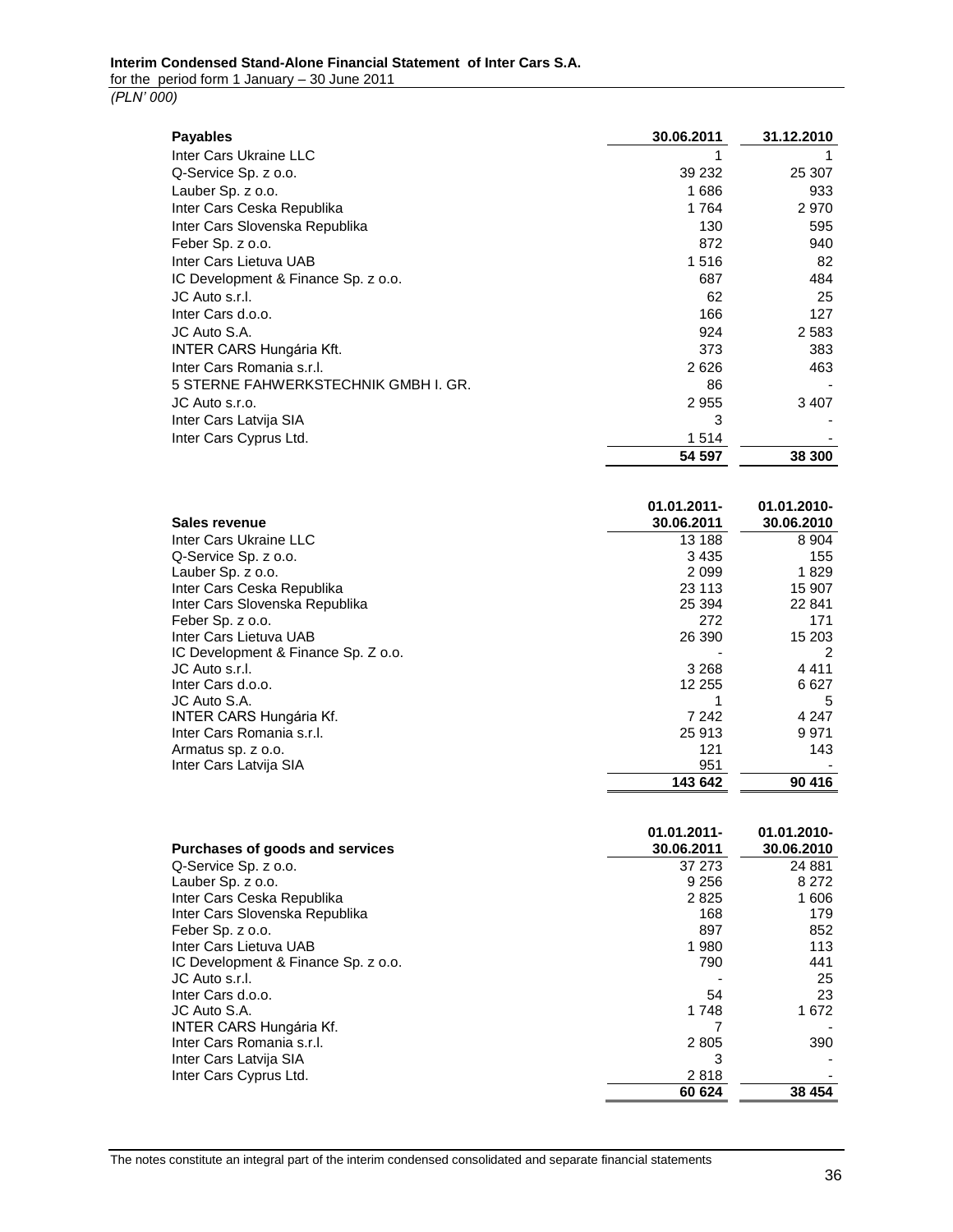| Payables | 30.06.2011 | 31.12.2010 |
|---|---|---|
| Inter Cars Ukraine LLC | 1 | 1 |
| Q-Service Sp. z o.o. | 39 232 | 25 307 |
| Lauber Sp. z o.o. | 1 686 | 933 |
| Inter Cars Ceska Republika | 1 764 | 2 970 |
| Inter Cars Slovenska Republika | 130 | 595 |
| Feber Sp. z o.o. | 872 | 940 |
| Inter Cars Lietuva UAB | 1 516 | 82 |
| IC Development & Finance Sp. z o.o. | 687 | 484 |
| JC Auto s.r.l. | 62 | 25 |
| Inter Cars d.o.o. | 166 | 127 |
| JC Auto S.A. | 924 | 2 583 |
| INTER CARS Hungária Kft. | 373 | 383 |
| Inter Cars Romania s.r.l. | 2 626 | 463 |
| 5 STERNE FAHWERKSTECHNIK GMBH I. GR. | 86 | - |
| JC Auto s.r.o. | 2 955 | 3 407 |
| Inter Cars Latvija SIA | 3 | - |
| Inter Cars Cyprus Ltd. | 1 514 | - |
| | 54 597 | 38 300 |

| Sales revenue | 01.01.2011-30.06.2011 | 01.01.2010-30.06.2010 |
|---|---|---|
| Inter Cars Ukraine LLC | 13 188 | 8 904 |
| Q-Service Sp. z o.o. | 3 435 | 155 |
| Lauber Sp. z o.o. | 2 099 | 1 829 |
| Inter Cars Ceska Republika | 23 113 | 15 907 |
| Inter Cars Slovenska Republika | 25 394 | 22 841 |
| Feber Sp. z o.o. | 272 | 171 |
| Inter Cars Lietuva UAB | 26 390 | 15 203 |
| IC Development & Finance Sp. Z o.o. | - | 2 |
| JC Auto s.r.l. | 3 268 | 4 411 |
| Inter Cars d.o.o. | 12 255 | 6 627 |
| JC Auto S.A. | 1 | 5 |
| INTER CARS Hungária Kf. | 7 242 | 4 247 |
| Inter Cars Romania s.r.l. | 25 913 | 9 971 |
| Armatus sp. z o.o. | 121 | 143 |
| Inter Cars Latvija SIA | 951 | - |
| | 143 642 | 90 416 |

| Purchases of goods and services | 01.01.2011-30.06.2011 | 01.01.2010-30.06.2010 |
|---|---|---|
| Q-Service Sp. z o.o. | 37 273 | 24 881 |
| Lauber Sp. z o.o. | 9 256 | 8 272 |
| Inter Cars Ceska Republika | 2 825 | 1 606 |
| Inter Cars Slovenska Republika | 168 | 179 |
| Feber Sp. z o.o. | 897 | 852 |
| Inter Cars Lietuva UAB | 1 980 | 113 |
| IC Development & Finance Sp. z o.o. | 790 | 441 |
| JC Auto s.r.l. | - | 25 |
| Inter Cars d.o.o. | 54 | 23 |
| JC Auto S.A. | 1 748 | 1 672 |
| INTER CARS Hungária Kf. | 7 | - |
| Inter Cars Romania s.r.l. | 2 805 | 390 |
| Inter Cars Latvija SIA | 3 | - |
| Inter Cars Cyprus Ltd. | 2 818 | - |
| | 60 624 | 38 454 |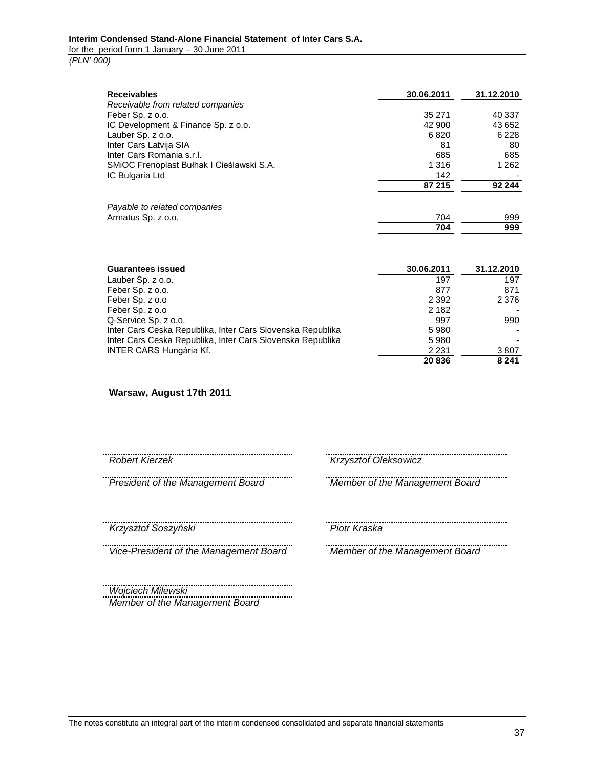| Receivables | 30.06.2011 | 31.12.2010 |
|---|---|---|
| *Receivable from related companies* | | |
| Feber Sp. z o.o. | 35 271 | 40 337 |
| IC Development & Finance Sp. z o.o. | 42 900 | 43 652 |
| Lauber Sp. z o.o. | 6 820 | 6 228 |
| Inter Cars Latvija SIA | 81 | 80 |
| Inter Cars Romania s.r.l. | 685 | 685 |
| SMiOC Frenoplast Bułhak I Cieślawski S.A. | 1 316 | 1 262 |
| IC Bulgaria Ltd | 142 | - |
| | **87 215** | **92 244** |
| | | |
| *Payable to related companies* | | |
| Armatus Sp. z o.o. | 704 | 999 |
| | **704** | **999** |

| Guarantees issued | 30.06.2011 | 31.12.2010 |
|---|---|---|
| Lauber Sp. z o.o. | 197 | 197 |
| Feber Sp. z o.o. | 877 | 871 |
| Feber Sp. z o.o | 2 392 | 2 376 |
| Feber Sp. z o.o | 2 182 | - |
| Q-Service Sp. z o.o. | 997 | 990 |
| Inter Cars Ceska Republika, Inter Cars Slovenska Republika | 5 980 | - |
| Inter Cars Ceska Republika, Inter Cars Slovenska Republika | 5 980 | - |
| INTER CARS Hungária Kf. | 2 231 | 3 807 |
| | **20 836** | **8 241** |

**Warsaw, August 17th 2011**

*Robert Kierzek*
*President of the Management Board*

*Krzysztof Oleksowicz*
*Member of the Management Board*

*Krzysztof Soszyński*
*Vice-President of the Management Board*

*Piotr Kraska*
*Member of the Management Board*

*Wojciech Milewski*
*Member of the Management Board*